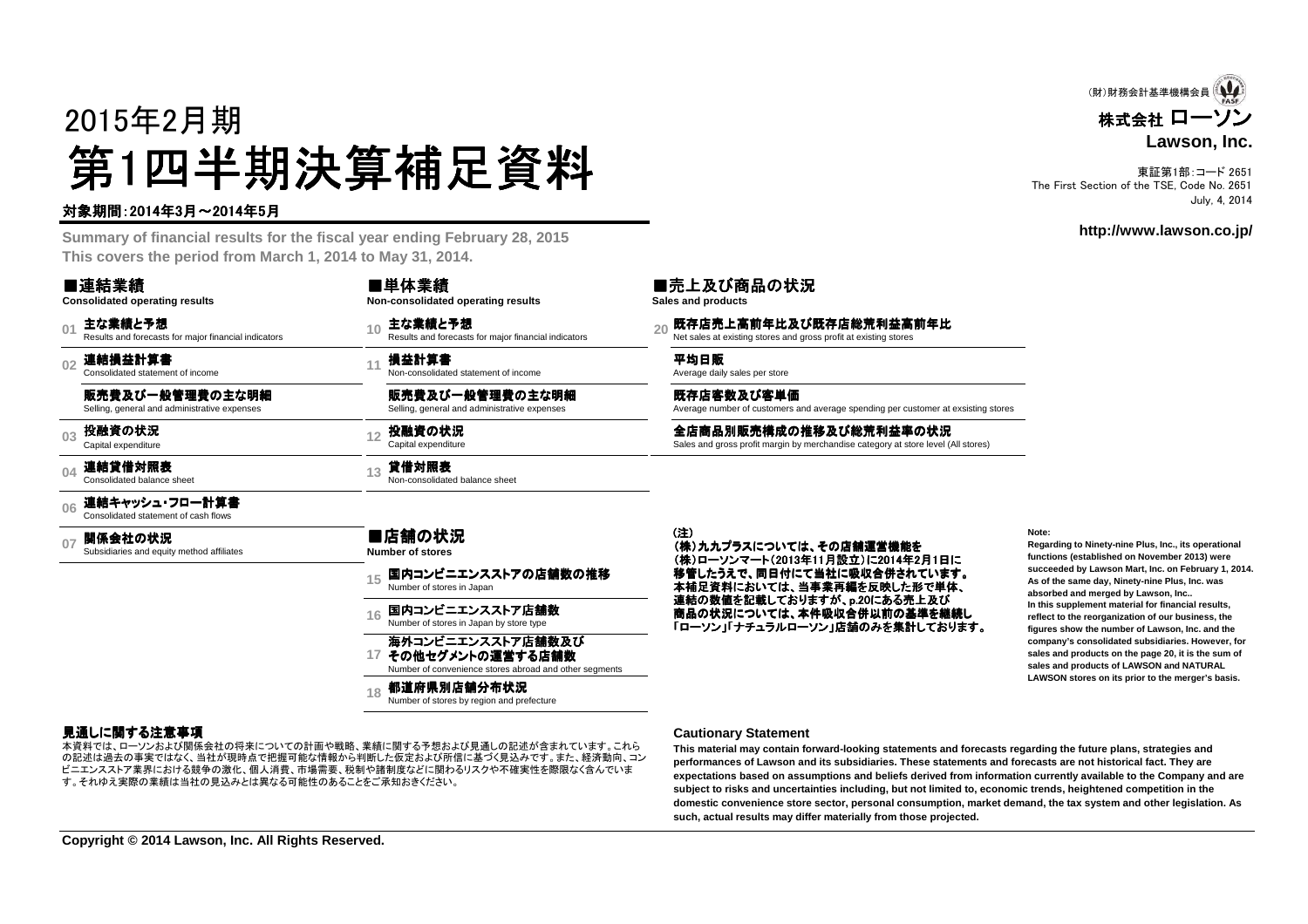(財)財務会計基準機構会員

株式会社 ローソン
**Lawson, Inc.**

東証第1部:コード 2651
The First Section of the TSE, Code No. 2651
July, 4, 2014

**http://www.lawson.co.jp/**

2015年2月期

# 第1四半期決算補足資料

対象期間:2014年3月～2014年5月

**Summary of financial results for the fiscal year ending February 28, 2015**
**This covers the period from March 1, 2014 to May 31, 2014.**

## ■連結業績
**Consolidated operating results**

- 01 **主な業績と予想** Results and forecasts for major financial indicators
- 02 **連結損益計算書** Consolidated statement of income
  - **販売費及び一般管理費の主な明細** Selling, general and administrative expenses
- 03 **投融資の状況** Capital expenditure
- 04 **連結貸借対照表** Consolidated balance sheet
- 06 **連結キャッシュ・フロー計算書** Consolidated statement of cash flows
- 07 **関係会社の状況** Subsidiaries and equity method affiliates

## ■単体業績
**Non-consolidated operating results**

- 10 **主な業績と予想** Results and forecasts for major financial indicators
- 11 **損益計算書** Non-consolidated statement of income
  - **販売費及び一般管理費の主な明細** Selling, general and administrative expenses
- 12 **投融資の状況** Capital expenditure
- 13 **貸借対照表** Non-consolidated balance sheet

## ■店舗の状況
**Number of stores**

- 15 **国内コンビニエンスストアの店舗数の推移** Number of stores in Japan
- 16 **国内コンビニエンスストア店舗数** Number of stores in Japan by store type
- 17 **海外コンビニエンスストア店舗数及びその他セグメントの運営する店舗数** Number of convenience stores abroad and other segments
- 18 **都道府県別店舗分布状況** Number of stores by region and prefecture

## ■売上及び商品の状況
**Sales and products**

- 20 **既存店売上高前年比及び既存店総荒利益高前年比** Net sales at existing stores and gross profit at existing stores
  - **平均日販** Average daily sales per store
  - **既存店客数及び客単価** Average number of customers and average spending per customer at exsisting stores
  - **全店商品別販売構成の推移及び総荒利益率の状況** Sales and gross profit margin by merchandise category at store level (All stores)

(注)
(株)九九プラスについては、その店舗運営機能を(株)ローソンマート(2013年11月設立)に2014年2月1日に移管したうえで、同日付にて当社に吸収合併されています。本補足資料においては、当事業再編を反映した形で単体、連結の数値を記載しておりますが、p.20にある売上及び商品の状況については、本件吸収合併以前の基準を継続し「ローソン」「ナチュラルローソン」店舗のみを集計しております。

**Note:**
**Regarding to Ninety-nine Plus, Inc., its operational functions (established on November 2013) were succeeded by Lawson Mart, Inc. on February 1, 2014. As of the same day, Ninety-nine Plus, Inc. was absorbed and merged by Lawson, Inc.. In this supplement material for financial results, reflect to the reorganization of our business, the figures show the number of Lawson, Inc. and the company's consolidated subsidiaries. However, for sales and products on the page 20, it is the sum of sales and products of LAWSON and NATURAL LAWSON stores on its prior to the merger's basis.**

### 見通しに関する注意事項

本資料では、ローソンおよび関係会社の将来についての計画や戦略、業績に関する予想および見通しの記述が含まれています。これらの記述は過去の事実ではなく、当社が現時点で把握可能な情報から判断した仮定および所信に基づく見込みです。また、経済動向、コンビニエンスストア業界における競争の激化、個人消費、市場需要、税制や諸制度などに関わるリスクや不確実性を際限なく含んでいます。それゆえ実際の業績は当社の見込みとは異なる可能性のあることをご承知おきください。

### Cautionary Statement

**This material may contain forward-looking statements and forecasts regarding the future plans, strategies and performances of Lawson and its subsidiaries. These statements and forecasts are not historical fact. They are expectations based on assumptions and beliefs derived from information currently available to the Company and are subject to risks and uncertainties including, but not limited to, economic trends, heightened competition in the domestic convenience store sector, personal consumption, market demand, the tax system and other legislation. As such, actual results may differ materially from those projected.**

**Copyright © 2014 Lawson, Inc. All Rights Reserved.**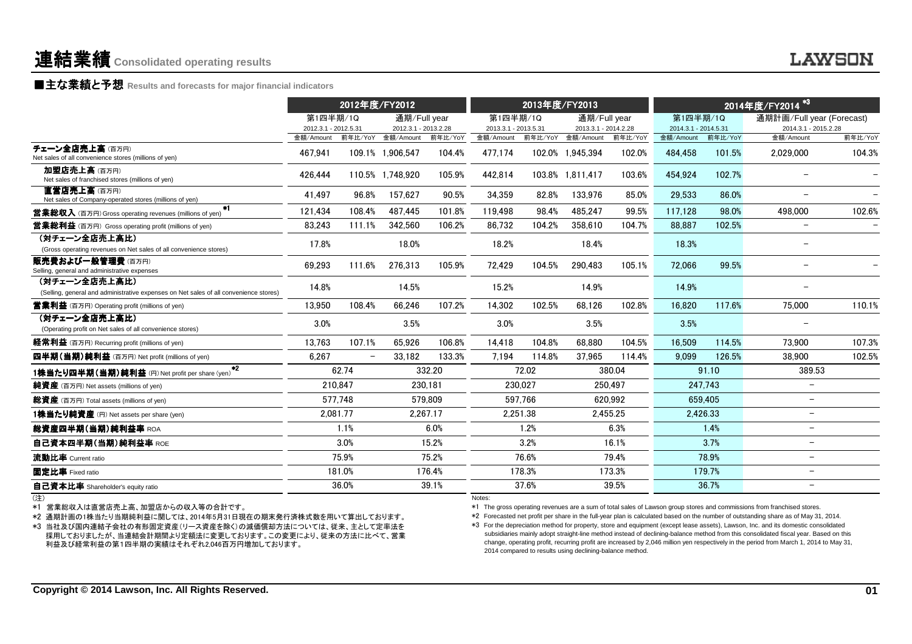# 連結業績 Consolidated operating results

## ■主な業績と予想 Results and forecasts for major financial indicators

| | 2012年度/FY2012 | | | | 2013年度/FY2013 | | | | 2014年度/FY2014 *3 | | | |
|---|---|---|---|---|---|---|---|---|---|---|---|---|
| | 第1四半期/1Q 2012.3.1 - 2012.5.31 | | 通期/Full year 2012.3.1 - 2013.2.28 | | 第1四半期/1Q 2013.3.1 - 2013.5.31 | | 通期/Full year 2013.3.1 - 2014.2.28 | | 第1四半期/1Q 2014.3.1 - 2014.5.31 | | 通期計画/Full year (Forecast) 2014.3.1 - 2015.2.28 | |
| | 金額/Amount | 前年比/YoY | 金額/Amount | 前年比/YoY | 金額/Amount | 前年比/YoY | 金額/Amount | 前年比/YoY | 金額/Amount | 前年比/YoY | 金額/Amount | 前年比/YoY |
| チェーン全店売上高（百万円） Net sales of all convenience stores (millions of yen) | 467,941 | 109.1% | 1,906,547 | 104.4% | 477,174 | 102.0% | 1,945,394 | 102.0% | 484,458 | 101.5% | 2,029,000 | 104.3% |
| 加盟店売上高（百万円） Net sales of franchised stores (millions of yen) | 426,444 | 110.5% | 1,748,920 | 105.9% | 442,814 | 103.8% | 1,811,417 | 103.6% | 454,924 | 102.7% | – | – |
| 直営店売上高（百万円） Net sales of Company-operated stores (millions of yen) | 41,497 | 96.8% | 157,627 | 90.5% | 34,359 | 82.8% | 133,976 | 85.0% | 29,533 | 86.0% | – | – |
| 営業総収入（百万円）Gross operating revenues (millions of yen) *1 | 121,434 | 108.4% | 487,445 | 101.8% | 119,498 | 98.4% | 485,247 | 99.5% | 117,128 | 98.0% | 498,000 | 102.6% |
| 営業総利益（百万円） Gross operating profit (millions of yen) | 83,243 | 111.1% | 342,560 | 106.2% | 86,732 | 104.2% | 358,610 | 104.7% | 88,887 | 102.5% | – | – |
| （対チェーン全店売上高比） (Gross operating revenues on Net sales of all convenience stores) | 17.8% | | 18.0% | | 18.2% | | 18.4% | | 18.3% | | – | |
| 販売費および一般管理費（百万円） Selling, general and administrative expenses | 69,293 | 111.6% | 276,313 | 105.9% | 72,429 | 104.5% | 290,483 | 105.1% | 72,066 | 99.5% | – | – |
| （対チェーン全店売上高比） (Selling, general and administrative expenses on Net sales of all convenience stores) | 14.8% | | 14.5% | | 15.2% | | 14.9% | | 14.9% | | – | |
| 営業利益（百万円） Operating profit (millions of yen) | 13,950 | 108.4% | 66,246 | 107.2% | 14,302 | 102.5% | 68,126 | 102.8% | 16,820 | 117.6% | 75,000 | 110.1% |
| （対チェーン全店売上高比） (Operating profit on Net sales of all convenience stores) | 3.0% | | 3.5% | | 3.0% | | 3.5% | | 3.5% | | – | |
| 経常利益（百万円） Recurring profit (millions of yen) | 13,763 | 107.1% | 65,926 | 106.8% | 14,418 | 104.8% | 68,880 | 104.5% | 16,509 | 114.5% | 73,900 | 107.3% |
| 四半期（当期）純利益（百万円） Net profit (millions of yen) | 6,267 | – | 33,182 | 133.3% | 7,194 | 114.8% | 37,965 | 114.4% | 9,099 | 126.5% | 38,900 | 102.5% |
| 1株当たり四半期（当期）純利益（円） Net profit per share (yen) *2 | 62.74 | | 332.20 | | 72.02 | | 380.04 | | 91.10 | | 389.53 | |
| 純資産（百万円） Net assets (millions of yen) | 210,847 | | 230,181 | | 230,027 | | 250,497 | | 247,743 | | – | |
| 総資産（百万円） Total assets (millions of yen) | 577,748 | | 579,809 | | 597,766 | | 620,992 | | 659,405 | | – | |
| 1株当たり純資産（円） Net assets per share (yen) | 2,081.77 | | 2,267.17 | | 2,251.38 | | 2,455.25 | | 2,426.33 | | – | |
| 総資産四半期（当期）純利益率 ROA | 1.1% | | 6.0% | | 1.2% | | 6.3% | | 1.4% | | – | |
| 自己資本四半期（当期）純利益率 ROE | 3.0% | | 15.2% | | 3.2% | | 16.1% | | 3.7% | | – | |
| 流動比率 Current ratio | 75.9% | | 75.2% | | 76.6% | | 79.4% | | 78.9% | | – | |
| 固定比率 Fixed ratio | 181.0% | | 176.4% | | 178.3% | | 173.3% | | 179.7% | | – | |
| 自己資本比率 Shareholder's equity ratio | 36.0% | | 39.1% | | 37.6% | | 39.5% | | 36.7% | | – | |

（注）

*1 営業総収入は直営店売上高、加盟店からの収入等の合計です。

*2 通期計画の1株当たり当期純利益に関しては、2014年5月31日現在の期末発行済株式数を用いて算出しております。

*3 当社及び国内連結子会社の有形固定資産（リース資産を除く）の減価償却方法については、従来、主として定率法を採用しておりましたが、当連結会計期間より定額法に変更しております。この変更により、従来の方法に比べて、営業利益及び経常利益の第1四半期の実績はそれぞれ2,046百万円増加しております。

Notes:

*1 The gross operating revenues are a sum of total sales of Lawson group stores and commissions from franchised stores.

*2 Forecasted net profit per share in the full-year plan is calculated based on the number of outstanding share as of May 31, 2014.

*3 For the depreciation method for property, store and equipment (except lease assets), Lawson, Inc. and its domestic consolidated subsidiaries mainly adopt straight-line method instead of declining-balance method from this consolidated fiscal year. Based on this change, operating profit, recurring profit are increased by 2,046 million yen respectively in the period from March 1, 2014 to May 31, 2014 compared to results using declining-balance method.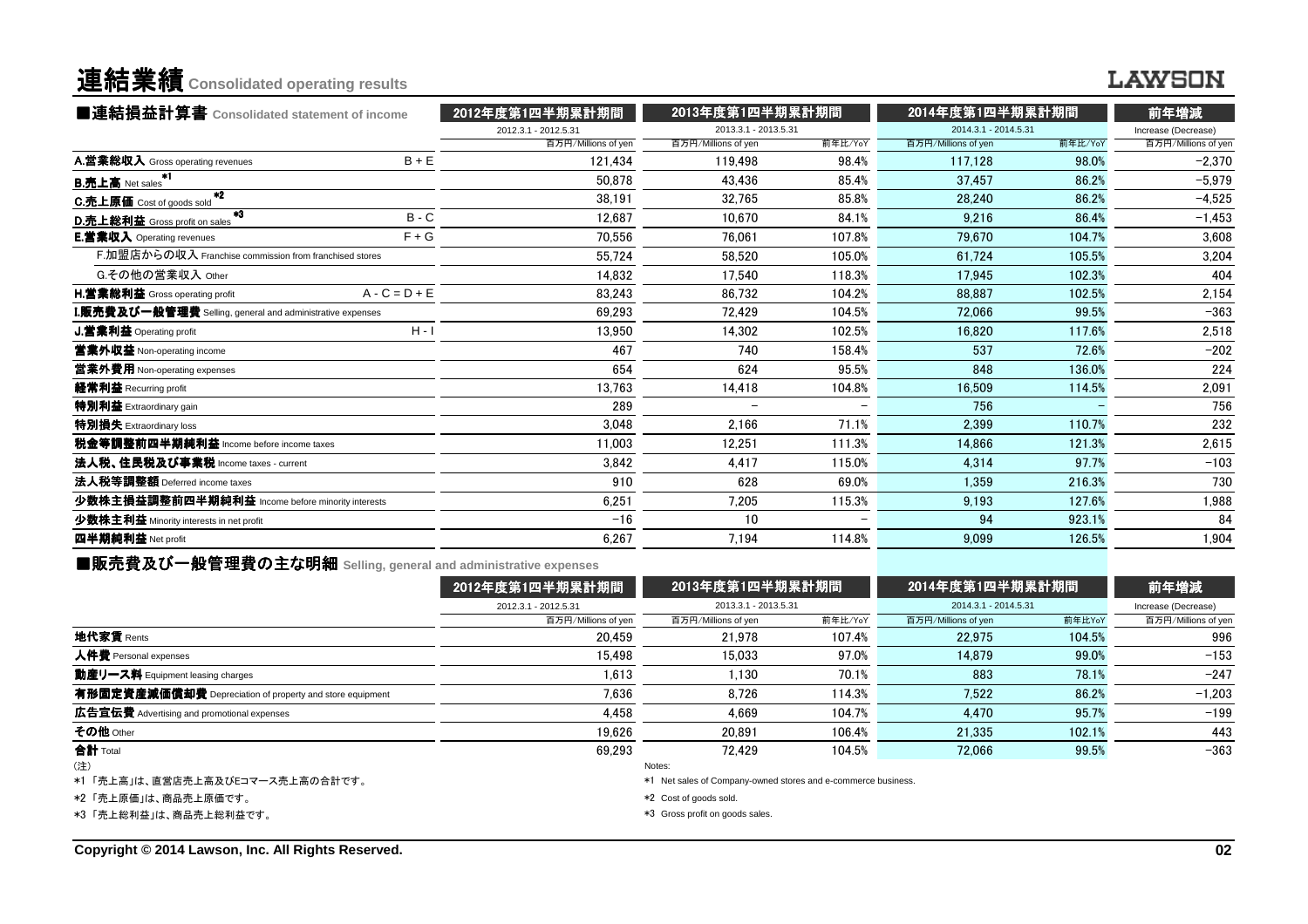# 連結業績 Consolidated operating results

## ■連結損益計算書 Consolidated statement of income

| | | 2012年度第1四半期累計期間 | 2013年度第1四半期累計期間 | | 2014年度第1四半期累計期間 | | 前年増減 |
|---|---|---|---|---|---|---|---|
| | | 2012.3.1 - 2012.5.31 | 2013.3.1 - 2013.5.31 | | 2014.3.1 - 2014.5.31 | | Increase (Decrease) |
| | | 百万円/Millions of yen | 百万円/Millions of yen | 前年比/YoY | 百万円/Millions of yen | 前年比/YoY | 百万円/Millions of yen |
| **A.営業総収入** Gross operating revenues | B + E | 121,434 | 119,498 | 98.4% | 117,128 | 98.0% | −2,370 |
| **B.売上高** Net sales *1 | | 50,878 | 43,436 | 85.4% | 37,457 | 86.2% | −5,979 |
| **C.売上原価** Cost of goods sold *2 | | 38,191 | 32,765 | 85.8% | 28,240 | 86.2% | −4,525 |
| **D.売上総利益** Gross profit on sales *3 | B - C | 12,687 | 10,670 | 84.1% | 9,216 | 86.4% | −1,453 |
| **E.営業収入** Operating revenues | F + G | 70,556 | 76,061 | 107.8% | 79,670 | 104.7% | 3,608 |
| F.加盟店からの収入 Franchise commission from franchised stores | | 55,724 | 58,520 | 105.0% | 61,724 | 105.5% | 3,204 |
| G.その他の営業収入 Other | | 14,832 | 17,540 | 118.3% | 17,945 | 102.3% | 404 |
| **H.営業総利益** Gross operating profit | A - C = D + E | 83,243 | 86,732 | 104.2% | 88,887 | 102.5% | 2,154 |
| **I.販売費及び一般管理費** Selling, general and administrative expenses | | 69,293 | 72,429 | 104.5% | 72,066 | 99.5% | −363 |
| **J.営業利益** Operating profit | H - I | 13,950 | 14,302 | 102.5% | 16,820 | 117.6% | 2,518 |
| **営業外収益** Non-operating income | | 467 | 740 | 158.4% | 537 | 72.6% | −202 |
| **営業外費用** Non-operating expenses | | 654 | 624 | 95.5% | 848 | 136.0% | 224 |
| **経常利益** Recurring profit | | 13,763 | 14,418 | 104.8% | 16,509 | 114.5% | 2,091 |
| **特別利益** Extraordinary gain | | 289 | − | − | 756 | − | 756 |
| **特別損失** Extraordinary loss | | 3,048 | 2,166 | 71.1% | 2,399 | 110.7% | 232 |
| **税金等調整前四半期純利益** Income before income taxes | | 11,003 | 12,251 | 111.3% | 14,866 | 121.3% | 2,615 |
| **法人税、住民税及び事業税** Income taxes - current | | 3,842 | 4,417 | 115.0% | 4,314 | 97.7% | −103 |
| **法人税等調整額** Deferred income taxes | | 910 | 628 | 69.0% | 1,359 | 216.3% | 730 |
| **少数株主損益調整前四半期純利益** Income before minority interests | | 6,251 | 7,205 | 115.3% | 9,193 | 127.6% | 1,988 |
| **少数株主利益** Minority interests in net profit | | −16 | 10 | − | 94 | 923.1% | 84 |
| **四半期純利益** Net profit | | 6,267 | 7,194 | 114.8% | 9,099 | 126.5% | 1,904 |

## ■販売費及び一般管理費の主な明細 Selling, general and administrative expenses

| | 2012年度第1四半期累計期間 | 2013年度第1四半期累計期間 | | 2014年度第1四半期累計期間 | | 前年増減 |
|---|---|---|---|---|---|---|
| | 2012.3.1 - 2012.5.31 | 2013.3.1 - 2013.5.31 | | 2014.3.1 - 2014.5.31 | | Increase (Decrease) |
| | 百万円/Millions of yen | 百万円/Millions of yen | 前年比/YoY | 百万円/Millions of yen | 前年比YoY | 百万円/Millions of yen |
| **地代家賃** Rents | 20,459 | 21,978 | 107.4% | 22,975 | 104.5% | 996 |
| **人件費** Personal expenses | 15,498 | 15,033 | 97.0% | 14,879 | 99.0% | −153 |
| **動産リース料** Equipment leasing charges | 1,613 | 1,130 | 70.1% | 883 | 78.1% | −247 |
| **有形固定資産減価償却費** Depreciation of property and store equipment | 7,636 | 8,726 | 114.3% | 7,522 | 86.2% | −1,203 |
| **広告宣伝費** Advertising and promotional expenses | 4,458 | 4,669 | 104.7% | 4,470 | 95.7% | −199 |
| **その他** Other | 19,626 | 20,891 | 106.4% | 21,335 | 102.1% | 443 |
| **合計** Total | 69,293 | 72,429 | 104.5% | 72,066 | 99.5% | −363 |

(注)

*1 「売上高」は、直営店売上高及びEコマース売上高の合計です。

*2 「売上原価」は、商品売上原価です。

*3 「売上総利益」は、商品売上総利益です。

Notes:

*1 Net sales of Company-owned stores and e-commerce business.

*2 Cost of goods sold.

*3 Gross profit on goods sales.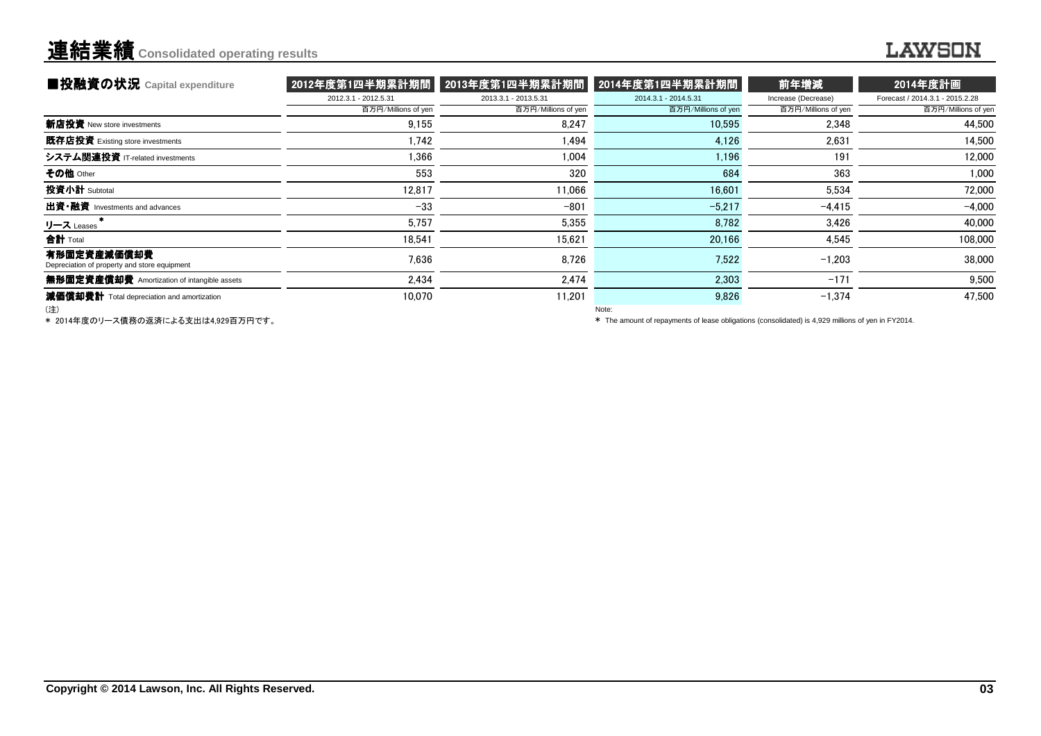# 連結業績 Consolidated operating results

## ■投融資の状況 Capital expenditure

| | 2012年度第1四半期累計期間<br>2012.3.1 - 2012.5.31<br>百万円/Millions of yen | 2013年度第1四半期累計期間<br>2013.3.1 - 2013.5.31<br>百万円/Millions of yen | 2014年度第1四半期累計期間<br>2014.3.1 - 2014.5.31<br>百万円/Millions of yen | 前年増減<br>Increase (Decrease)<br>百万円/Millions of yen | 2014年度計画<br>Forecast / 2014.3.1 - 2015.2.28<br>百万円/Millions of yen |
|---|---|---|---|---|---|
| **新店投資** New store investments | 9,155 | 8,247 | 10,595 | 2,348 | 44,500 |
| **既存店投資** Existing store investments | 1,742 | 1,494 | 4,126 | 2,631 | 14,500 |
| **システム関連投資** IT-related investments | 1,366 | 1,004 | 1,196 | 191 | 12,000 |
| **その他** Other | 553 | 320 | 684 | 363 | 1,000 |
| **投資小計** Subtotal | 12,817 | 11,066 | 16,601 | 5,534 | 72,000 |
| **出資・融資** Investments and advances | −33 | −801 | −5,217 | −4,415 | −4,000 |
| **リース** Leases * | 5,757 | 5,355 | 8,782 | 3,426 | 40,000 |
| **合計** Total | 18,541 | 15,621 | 20,166 | 4,545 | 108,000 |
| **有形固定資産減価償却費** Depreciation of property and store equipment | 7,636 | 8,726 | 7,522 | −1,203 | 38,000 |
| **無形固定資産償却費** Amortization of intangible assets | 2,434 | 2,474 | 2,303 | −171 | 9,500 |
| **減価償却費計** Total depreciation and amortization | 10,070 | 11,201 | 9,826 | −1,374 | 47,500 |

(注)

* 2014年度のリース債務の返済による支出は4,929百万円です。

Note:

* The amount of repayments of lease obligations (consolidated) is 4,929 millions of yen in FY2014.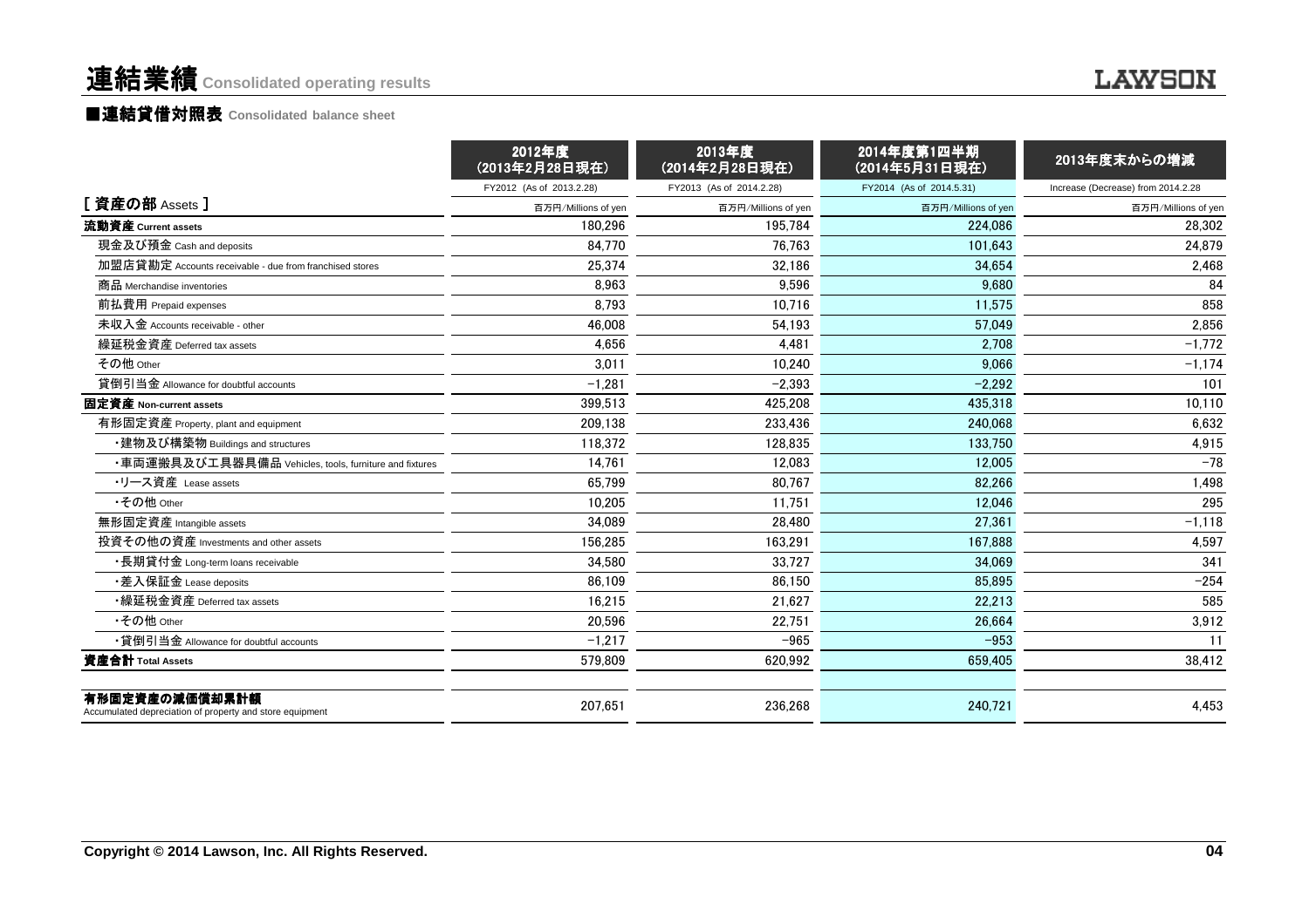# 連結業績 Consolidated operating results

## ■連結貸借対照表 Consolidated balance sheet

| | 2012年度 (2013年2月28日現在) | 2013年度 (2014年2月28日現在) | 2014年度第1四半期 (2014年5月31日現在) | 2013年度末からの増減 |
|---|---|---|---|---|
| | FY2012 (As of 2013.2.28) | FY2013 (As of 2014.2.28) | FY2014 (As of 2014.5.31) | Increase (Decrease) from 2014.2.28 |
| [ 資産の部 Assets ] | 百万円/Millions of yen | 百万円/Millions of yen | 百万円/Millions of yen | 百万円/Millions of yen |
| **流動資産 Current assets** | 180,296 | 195,784 | 224,086 | 28,302 |
| 現金及び預金 Cash and deposits | 84,770 | 76,763 | 101,643 | 24,879 |
| 加盟店貸勘定 Accounts receivable - due from franchised stores | 25,374 | 32,186 | 34,654 | 2,468 |
| 商品 Merchandise inventories | 8,963 | 9,596 | 9,680 | 84 |
| 前払費用 Prepaid expenses | 8,793 | 10,716 | 11,575 | 858 |
| 未収入金 Accounts receivable - other | 46,008 | 54,193 | 57,049 | 2,856 |
| 繰延税金資産 Deferred tax assets | 4,656 | 4,481 | 2,708 | −1,772 |
| その他 Other | 3,011 | 10,240 | 9,066 | −1,174 |
| 貸倒引当金 Allowance for doubtful accounts | −1,281 | −2,393 | −2,292 | 101 |
| **固定資産 Non-current assets** | 399,513 | 425,208 | 435,318 | 10,110 |
| 有形固定資産 Property, plant and equipment | 209,138 | 233,436 | 240,068 | 6,632 |
| ・建物及び構築物 Buildings and structures | 118,372 | 128,835 | 133,750 | 4,915 |
| ・車両運搬具及び工具器具備品 Vehicles, tools, furniture and fixtures | 14,761 | 12,083 | 12,005 | −78 |
| ・リース資産 Lease assets | 65,799 | 80,767 | 82,266 | 1,498 |
| ・その他 Other | 10,205 | 11,751 | 12,046 | 295 |
| 無形固定資産 Intangible assets | 34,089 | 28,480 | 27,361 | −1,118 |
| 投資その他の資産 Investments and other assets | 156,285 | 163,291 | 167,888 | 4,597 |
| ・長期貸付金 Long-term loans receivable | 34,580 | 33,727 | 34,069 | 341 |
| ・差入保証金 Lease deposits | 86,109 | 86,150 | 85,895 | −254 |
| ・繰延税金資産 Deferred tax assets | 16,215 | 21,627 | 22,213 | 585 |
| ・その他 Other | 20,596 | 22,751 | 26,664 | 3,912 |
| ・貸倒引当金 Allowance for doubtful accounts | −1,217 | −965 | −953 | 11 |
| **資産合計 Total Assets** | 579,809 | 620,992 | 659,405 | 38,412 |
| | | | | |
| **有形固定資産の減価償却累計額** Accumulated depreciation of property and store equipment | 207,651 | 236,268 | 240,721 | 4,453 |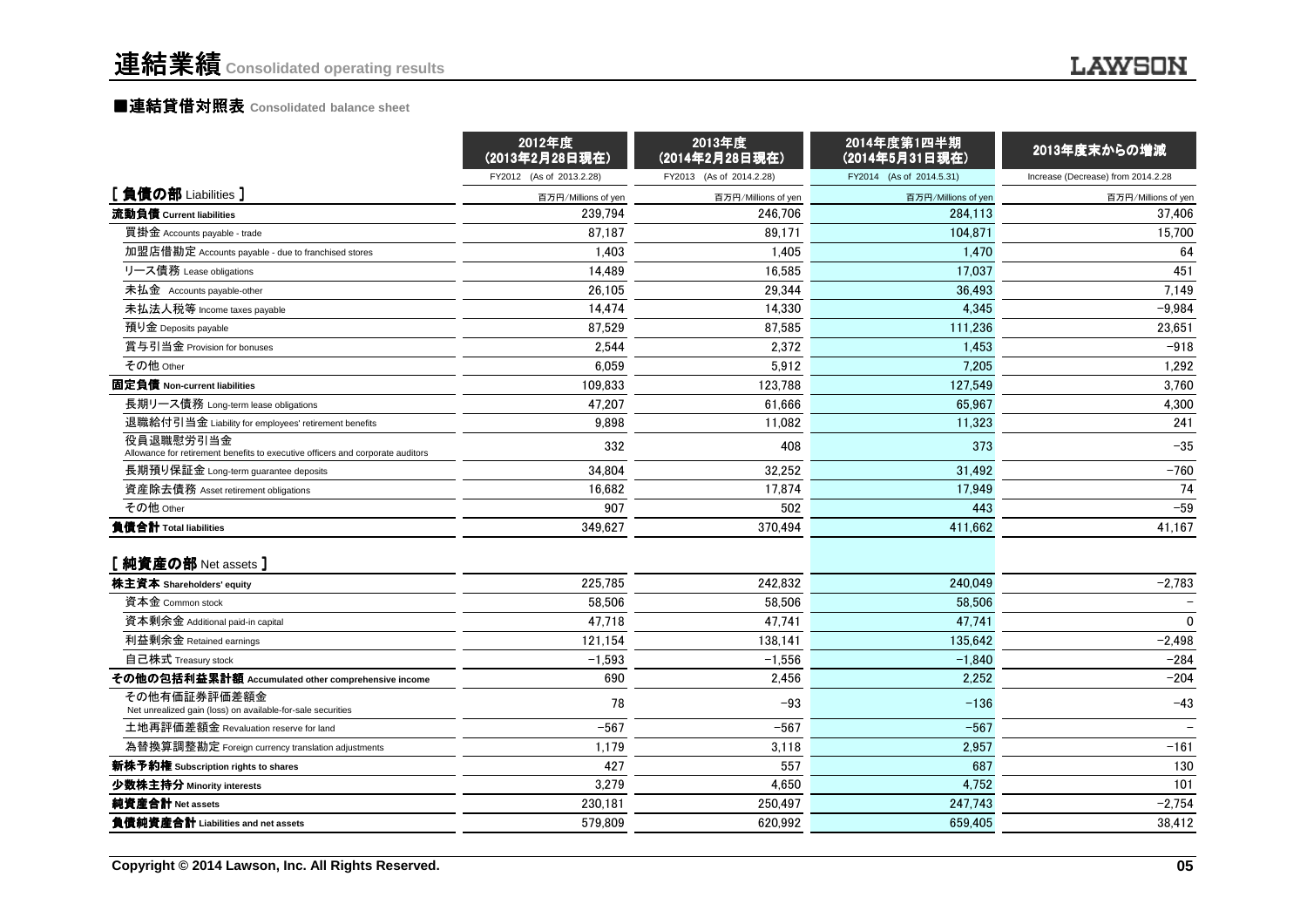# 連結業績 Consolidated operating results

## ■連結貸借対照表 Consolidated balance sheet

| | 2012年度（2013年2月28日現在） | 2013年度（2014年2月28日現在） | 2014年度第1四半期（2014年5月31日現在） | 2013年度末からの増減 |
|---|---|---|---|---|
| | FY2012 (As of 2013.2.28) | FY2013 (As of 2014.2.28) | FY2014 (As of 2014.5.31) | Increase (Decrease) from 2014.2.28 |
| **[ 負債の部 Liabilities ]** | 百万円/Millions of yen | 百万円/Millions of yen | 百万円/Millions of yen | 百万円/Millions of yen |
| **流動負債 Current liabilities** | 239,794 | 246,706 | 284,113 | 37,406 |
| 買掛金 Accounts payable - trade | 87,187 | 89,171 | 104,871 | 15,700 |
| 加盟店借勘定 Accounts payable - due to franchised stores | 1,403 | 1,405 | 1,470 | 64 |
| リース債務 Lease obligations | 14,489 | 16,585 | 17,037 | 451 |
| 未払金 Accounts payable-other | 26,105 | 29,344 | 36,493 | 7,149 |
| 未払法人税等 Income taxes payable | 14,474 | 14,330 | 4,345 | −9,984 |
| 預り金 Deposits payable | 87,529 | 87,585 | 111,236 | 23,651 |
| 賞与引当金 Provision for bonuses | 2,544 | 2,372 | 1,453 | −918 |
| その他 Other | 6,059 | 5,912 | 7,205 | 1,292 |
| **固定負債 Non-current liabilities** | 109,833 | 123,788 | 127,549 | 3,760 |
| 長期リース債務 Long-term lease obligations | 47,207 | 61,666 | 65,967 | 4,300 |
| 退職給付引当金 Liability for employees' retirement benefits | 9,898 | 11,082 | 11,323 | 241 |
| 役員退職慰労引当金 Allowance for retirement benefits to executive officers and corporate auditors | 332 | 408 | 373 | −35 |
| 長期預り保証金 Long-term guarantee deposits | 34,804 | 32,252 | 31,492 | −760 |
| 資産除去債務 Asset retirement obligations | 16,682 | 17,874 | 17,949 | 74 |
| その他 Other | 907 | 502 | 443 | −59 |
| **負債合計 Total liabilities** | 349,627 | 370,494 | 411,662 | 41,167 |
| **[ 純資産の部 Net assets ]** | | | | |
| **株主資本 Shareholders' equity** | 225,785 | 242,832 | 240,049 | −2,783 |
| 資本金 Common stock | 58,506 | 58,506 | 58,506 | − |
| 資本剰余金 Additional paid-in capital | 47,718 | 47,741 | 47,741 | 0 |
| 利益剰余金 Retained earnings | 121,154 | 138,141 | 135,642 | −2,498 |
| 自己株式 Treasury stock | −1,593 | −1,556 | −1,840 | −284 |
| **その他の包括利益累計額 Accumulated other comprehensive income** | 690 | 2,456 | 2,252 | −204 |
| その他有価証券評価差額金 Net unrealized gain (loss) on available-for-sale securities | 78 | −93 | −136 | −43 |
| 土地再評価差額金 Revaluation reserve for land | −567 | −567 | −567 | − |
| 為替換算調整勘定 Foreign currency translation adjustments | 1,179 | 3,118 | 2,957 | −161 |
| **新株予約権 Subscription rights to shares** | 427 | 557 | 687 | 130 |
| **少数株主持分 Minority interests** | 3,279 | 4,650 | 4,752 | 101 |
| **純資産合計 Net assets** | 230,181 | 250,497 | 247,743 | −2,754 |
| **負債純資産合計 Liabilities and net assets** | 579,809 | 620,992 | 659,405 | 38,412 |

Copyright © 2014 Lawson, Inc. All Rights Reserved.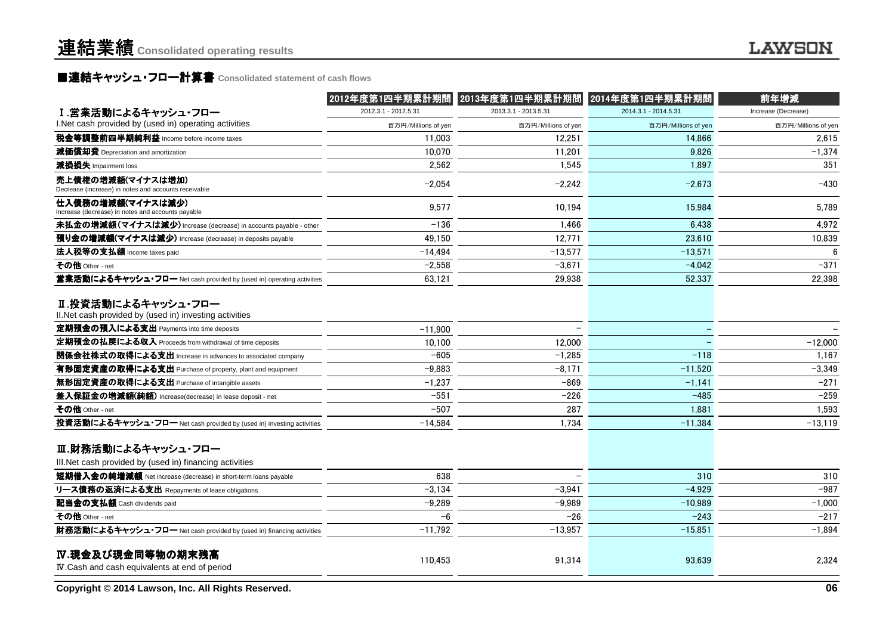# 連結業績 Consolidated operating results

## ■連結キャッシュ・フロー計算書 Consolidated statement of cash flows

| | 2012年度第1四半期累計期間 | 2013年度第1四半期累計期間 | 2014年度第1四半期累計期間 | 前年増減 |
|---|---|---|---|---|
| **Ⅰ.営業活動によるキャッシュ・フロー** | 2012.3.1 - 2012.5.31 | 2013.3.1 - 2013.5.31 | 2014.3.1 - 2014.5.31 | Increase (Decrease) |
| I.Net cash provided by (used in) operating activities | 百万円/Millions of yen | 百万円/Millions of yen | 百万円/Millions of yen | 百万円/Millions of yen |
| **税金等調整前四半期純利益** Income before income taxes | 11,003 | 12,251 | 14,866 | 2,615 |
| **減価償却費** Depreciation and amortization | 10,070 | 11,201 | 9,826 | −1,374 |
| **減損損失** Impairment loss | 2,562 | 1,545 | 1,897 | 351 |
| **売上債権の増減額(マイナスは増加)** Decrease (increase) in notes and accounts receivable | −2,054 | −2,242 | −2,673 | −430 |
| **仕入債務の増減額(マイナスは減少)** Increase (decrease) in notes and accounts payable | 9,577 | 10,194 | 15,984 | 5,789 |
| **未払金の増減額(マイナスは減少)** Increase (decrease) in accounts payable - other | −136 | 1,466 | 6,438 | 4,972 |
| **預り金の増減額(マイナスは減少)** Increase (decrease) in deposits payable | 49,150 | 12,771 | 23,610 | 10,839 |
| **法人税等の支払額** Income taxes paid | −14,494 | −13,577 | −13,571 | 6 |
| **その他** Other - net | −2,558 | −3,671 | −4,042 | −371 |
| **営業活動によるキャッシュ・フロー** Net cash provided by (used in) operating activities | 63,121 | 29,938 | 52,337 | 22,398 |
| **Ⅱ.投資活動によるキャッシュ・フロー** II.Net cash provided by (used in) investing activities | | | | |
| **定期預金の預入による支出** Payments into time deposits | −11,900 | − | − | − |
| **定期預金の払戻による収入** Proceeds from withdrawal of time deposits | 10,100 | 12,000 | − | −12,000 |
| **関係会社株式の取得による支出** Increase in advances to associated company | −605 | −1,285 | −118 | 1,167 |
| **有形固定資産の取得による支出** Purchase of property, plant and equipment | −9,883 | −8,171 | −11,520 | −3,349 |
| **無形固定資産の取得による支出** Purchase of intangible assets | −1,237 | −869 | −1,141 | −271 |
| **差入保証金の増減額(純額)** Increase(decrease) in lease deposit - net | −551 | −226 | −485 | −259 |
| **その他** Other - net | −507 | 287 | 1,881 | 1,593 |
| **投資活動によるキャッシュ・フロー** Net cash provided by (used in) investing activities | −14,584 | 1,734 | −11,384 | −13,119 |
| **Ⅲ.財務活動によるキャッシュ・フロー** III.Net cash provided by (used in) financing activities | | | | |
| **短期借入金の純増減額** Net increase (decrease) in short-term loans payable | 638 | − | 310 | 310 |
| **リース債務の返済による支出** Repayments of lease obligations | −3,134 | −3,941 | −4,929 | −987 |
| **配当金の支払額** Cash dividends paid | −9,289 | −9,989 | −10,989 | −1,000 |
| **その他** Other - net | −6 | −26 | −243 | −217 |
| **財務活動によるキャッシュ・フロー** Net cash provided by (used in) financing activities | −11,792 | −13,957 | −15,851 | −1,894 |
| **Ⅳ.現金及び現金同等物の期末残高** Ⅳ.Cash and cash equivalents at end of period | 110,453 | 91,314 | 93,639 | 2,324 |

Copyright © 2014 Lawson, Inc. All Rights Reserved.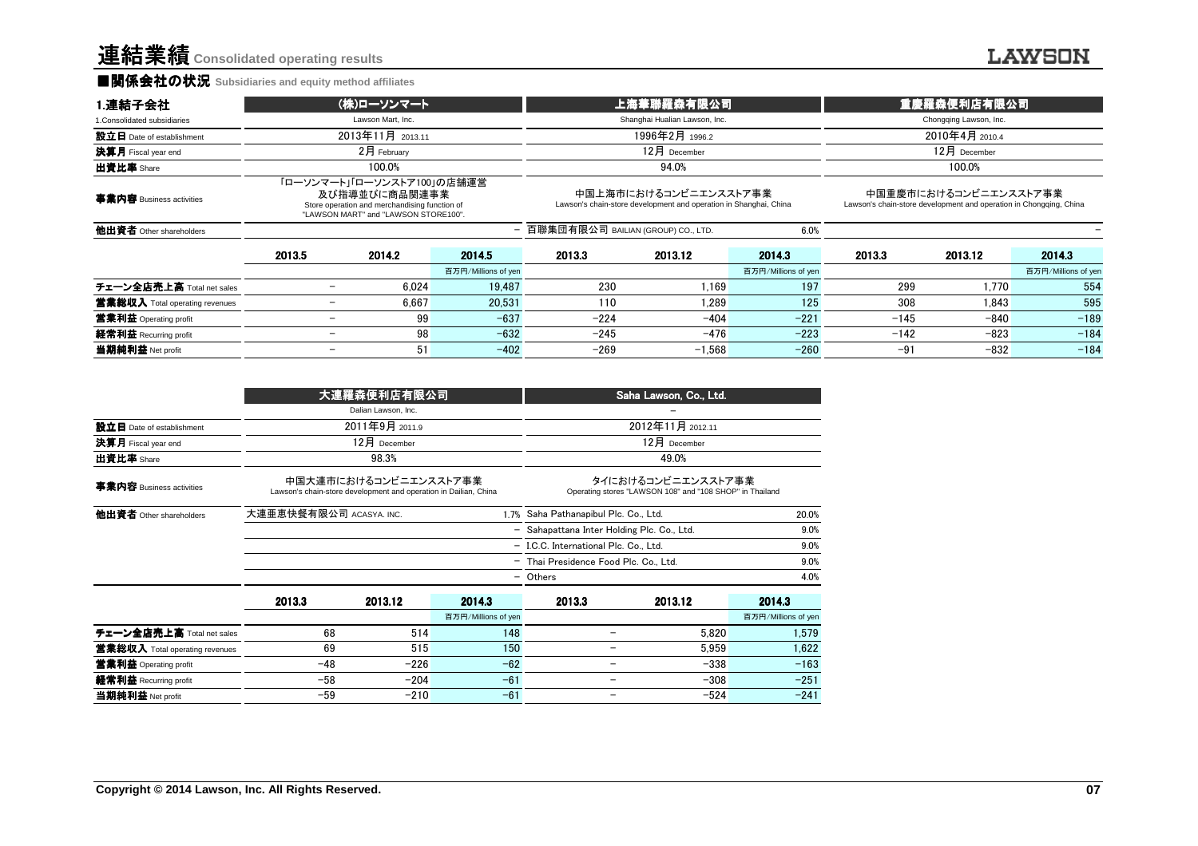# 連結業績 Consolidated operating results

## ■関係会社の状況 Subsidiaries and equity method affiliates

### 1.連結子会社 1.Consolidated subsidiaries

| | (株)ローソンマート Lawson Mart, Inc. | | | 上海華聯羅森有限公司 Shanghai Hualian Lawson, Inc. | | | 重慶羅森便利店有限公司 Chongqing Lawson, Inc. | | |
|---|---|---|---|---|---|---|---|---|---|
| 設立日 Date of establishment | 2013年11月 2013.11 | | | 1996年2月 1996.2 | | | 2010年4月 2010.4 | | |
| 決算月 Fiscal year end | 2月 February | | | 12月 December | | | 12月 December | | |
| 出資比率 Share | 100.0% | | | 94.0% | | | 100.0% | | |
| 事業内容 Business activities | 「ローソンマート」「ローソンストア100」の店舗運営及び指導並びに商品関連事業 Store operation and merchandising function of "LAWSON MART" and "LAWSON STORE100". | | | 中国上海市におけるコンビニエンスストア事業 Lawson's chain-store development and operation in Shanghai, China | | | 中国重慶市におけるコンビニエンスストア事業 Lawson's chain-store development and operation in Chongqing, China | | |
| 他出資者 Other shareholders | | | − | 百聯集団有限公司 BAILIAN (GROUP) CO., LTD. | | 6.0% | | | − |
| | 2013.5 | 2014.2 | 2014.5 | 2013.3 | 2013.12 | 2014.3 | 2013.3 | 2013.12 | 2014.3 |
| | | | 百万円/Millions of yen | | | 百万円/Millions of yen | | | 百万円/Millions of yen |
| チェーン全店売上高 Total net sales | − | 6,024 | 19,487 | 230 | 1,169 | 197 | 299 | 1,770 | 554 |
| 営業総収入 Total operating revenues | − | 6,667 | 20,531 | 110 | 1,289 | 125 | 308 | 1,843 | 595 |
| 営業利益 Operating profit | − | 99 | −637 | −224 | −404 | −221 | −145 | −840 | −189 |
| 経常利益 Recurring profit | − | 98 | −632 | −245 | −476 | −223 | −142 | −823 | −184 |
| 当期純利益 Net profit | − | 51 | −402 | −269 | −1,568 | −260 | −91 | −832 | −184 |

| | 大連羅森便利店有限公司 Dalian Lawson, Inc. | | | Saha Lawson, Co., Ltd. − | | |
|---|---|---|---|---|---|---|
| 設立日 Date of establishment | 2011年9月 2011.9 | | | 2012年11月 2012.11 | | |
| 決算月 Fiscal year end | 12月 December | | | 12月 December | | |
| 出資比率 Share | 98.3% | | | 49.0% | | |
| 事業内容 Business activities | 中国大連市におけるコンビニエンスストア事業 Lawson's chain-store development and operation in Dalian, China | | | タイにおけるコンビニエンスストア事業 Operating stores "LAWSON 108" and "108 SHOP" in Thailand | | |
| 他出資者 Other shareholders | 大連亜恵快餐有限公司 ACASYA. INC. | | 1.7% | Saha Pathanapibul Plc. Co., Ltd. | | 20.0% |
| | | | − | Sahapattana Inter Holding Plc. Co., Ltd. | | 9.0% |
| | | | − | I.C.C. International Plc. Co., Ltd. | | 9.0% |
| | | | − | Thai Presidence Food Plc. Co., Ltd. | | 9.0% |
| | | | − | Others | | 4.0% |
| | 2013.3 | 2013.12 | 2014.3 | 2013.3 | 2013.12 | 2014.3 |
| | | | 百万円/Millions of yen | | | 百万円/Millions of yen |
| チェーン全店売上高 Total net sales | 68 | 514 | 148 | − | 5,820 | 1,579 |
| 営業総収入 Total operating revenues | 69 | 515 | 150 | − | 5,959 | 1,622 |
| 営業利益 Operating profit | −48 | −226 | −62 | − | −338 | −163 |
| 経常利益 Recurring profit | −58 | −204 | −61 | − | −308 | −251 |
| 当期純利益 Net profit | −59 | −210 | −61 | − | −524 | −241 |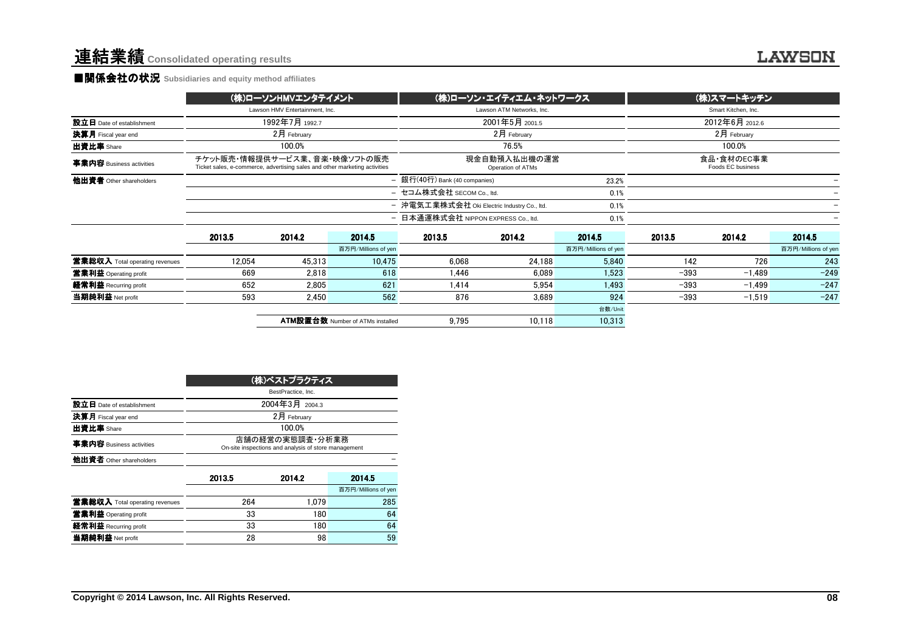# 連結業績 Consolidated operating results

## ■関係会社の状況 Subsidiaries and equity method affiliates

| | (株)ローソンHMVエンタテイメント Lawson HMV Entertainment, Inc. | | | (株)ローソン・エイティエム・ネットワークス Lawson ATM Networks, Inc. | | | (株)スマートキッチン Smart Kitchen, Inc. | | |
|---|---|---|---|---|---|---|---|---|---|
| 設立日 Date of establishment | 1992年7月 1992.7 | | | 2001年5月 2001.5 | | | 2012年6月 2012.6 | | |
| 決算月 Fiscal year end | 2月 February | | | 2月 February | | | 2月 February | | |
| 出資比率 Share | 100.0% | | | 76.5% | | | 100.0% | | |
| 事業内容 Business activities | チケット販売・情報提供サービス業、音楽・映像ソフトの販売 Ticket sales, e-commerce, advertising sales and other marketing activities | | | 現金自動預入払出機の運営 Operation of ATMs | | | 食品・食材のEC事業 Foods EC business | | |
| 他出資者 Other shareholders | | | – | 銀行(40行) Bank (40 companies) | | 23.2% | | | – |
| | | | – | セコム株式会社 SECOM Co., ltd. | | 0.1% | | | – |
| | | | – | 沖電気工業株式会社 Oki Electric Industry Co., ltd. | | 0.1% | | | – |
| | | | – | 日本通運株式会社 NIPPON EXPRESS Co., ltd. | | 0.1% | | | – |
| | 2013.5 | 2014.2 | 2014.5 | 2013.5 | 2014.2 | 2014.5 | 2013.5 | 2014.2 | 2014.5 |
| | | | 百万円/Millions of yen | | | 百万円/Millions of yen | | | 百万円/Millions of yen |
| 営業総収入 Total operating revenues | 12,054 | 45,313 | 10,475 | 6,068 | 24,188 | 5,840 | 142 | 726 | 243 |
| 営業利益 Operating profit | 669 | 2,818 | 618 | 1,446 | 6,089 | 1,523 | −393 | −1,489 | −249 |
| 経常利益 Recurring profit | 652 | 2,805 | 621 | 1,414 | 5,954 | 1,493 | −393 | −1,499 | −247 |
| 当期純利益 Net profit | 593 | 2,450 | 562 | 876 | 3,689 | 924 | −393 | −1,519 | −247 |
| | | | | | | 台数/Unit | | | |
| | | ATM設置台数 Number of ATMs installed | | 9,795 | 10,118 | 10,313 | | | |

| | (株)ベストプラクティス BestPractice, Inc. | | |
|---|---|---|---|
| 設立日 Date of establishment | 2004年3月 2004.3 | | |
| 決算月 Fiscal year end | 2月 February | | |
| 出資比率 Share | 100.0% | | |
| 事業内容 Business activities | 店舗の経営の実態調査・分析業務 On-site inspections and analysis of store management | | |
| 他出資者 Other shareholders | | | – |
| | 2013.5 | 2014.2 | 2014.5 |
| | | | 百万円/Millions of yen |
| 営業総収入 Total operating revenues | 264 | 1,079 | 285 |
| 営業利益 Operating profit | 33 | 180 | 64 |
| 経常利益 Recurring profit | 33 | 180 | 64 |
| 当期純利益 Net profit | 28 | 98 | 59 |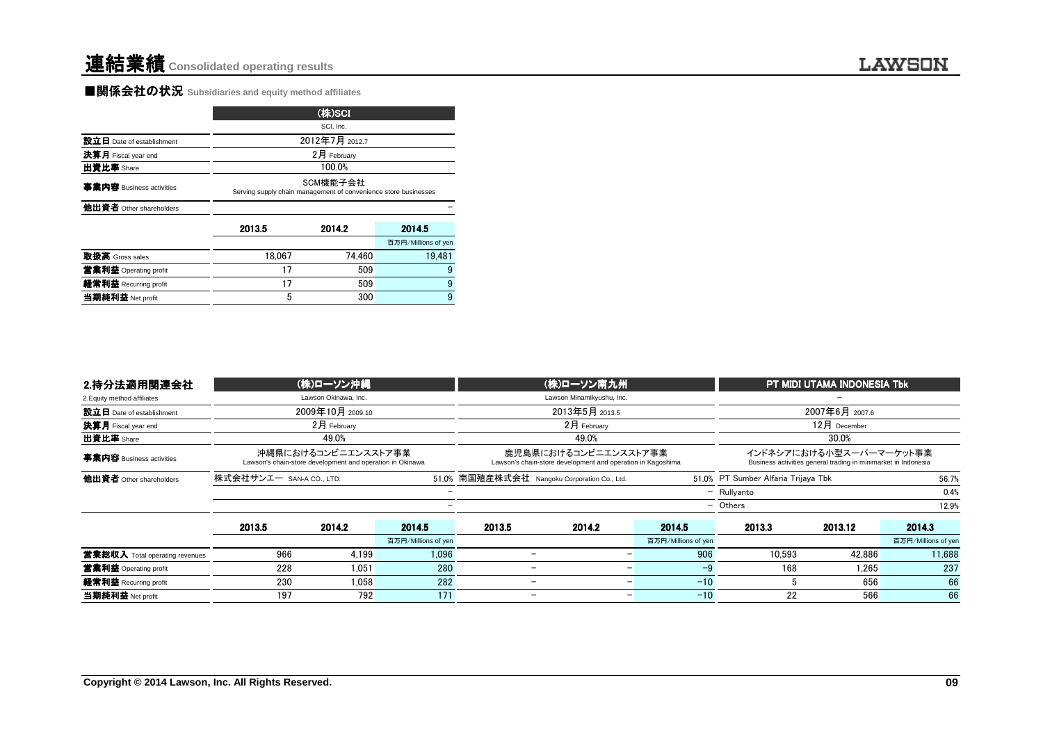# 連結業績 Consolidated operating results

## ■関係会社の状況 Subsidiaries and equity method affiliates

| | (株)SCI | | |
|---|---|---|---|
| | SCI, Inc. | | |
| 設立日 Date of establishment | 2012年7月 2012.7 | | |
| 決算月 Fiscal year end | 2月 February | | |
| 出資比率 Share | 100.0% | | |
| 事業内容 Business activities | SCM機能子会社 Serving supply chain management of convenience store businesses | | |
| 他出資者 Other shareholders | | | − |
| | 2013.5 | 2014.2 | 2014.5 |
| | | | 百万円/Millions of yen |
| 取扱高 Gross sales | 18,067 | 74,460 | 19,481 |
| 営業利益 Operating profit | 17 | 509 | 9 |
| 経常利益 Recurring profit | 17 | 509 | 9 |
| 当期純利益 Net profit | 5 | 300 | 9 |

| 2.持分法適用関連会社 | (株)ローソン沖縄 | | | (株)ローソン南九州 | | | PT MIDI UTAMA INDONESIA Tbk | | |
|---|---|---|---|---|---|---|---|---|---|
| 2.Equity method affiliates | Lawson Okinawa, Inc. | | | Lawson Minamikyushu, Inc. | | | − | | |
| 設立日 Date of establishment | 2009年10月 2009.10 | | | 2013年5月 2013.5 | | | 2007年6月 2007.6 | | |
| 決算月 Fiscal year end | 2月 February | | | 2月 February | | | 12月 December | | |
| 出資比率 Share | 49.0% | | | 49.0% | | | 30.0% | | |
| 事業内容 Business activities | 沖縄県におけるコンビニエンスストア事業 Lawson's chain-store development and operation in Okinawa | | | 鹿児島県におけるコンビニエンスストア事業 Lawson's chain-store development and operation in Kagoshima | | | インドネシアにおける小型スーパーマーケット事業 Business activities general trading in minimarket in Indonesia | | |
| 他出資者 Other shareholders | 株式会社サンエー SAN-A CO., LTD. | | 51.0% | 南国殖産株式会社 Nangoku Corporation Co., Ltd. | | 51.0% | PT Sumber Alfaria Trijaya Tbk | | 56.7% |
| | | | − | | | − | Rullyanto | | 0.4% |
| | | | − | | | − | Others | | 12.9% |
| | 2013.5 | 2014.2 | 2014.5 | 2013.5 | 2014.2 | 2014.5 | 2013.3 | 2013.12 | 2014.3 |
| | | | 百万円/Millions of yen | | | 百万円/Millions of yen | | | 百万円/Millions of yen |
| 営業総収入 Total operating revenues | 966 | 4,199 | 1,096 | − | − | 906 | 10,593 | 42,886 | 11,688 |
| 営業利益 Operating profit | 228 | 1,051 | 280 | − | − | −9 | 168 | 1,265 | 237 |
| 経常利益 Recurring profit | 230 | 1,058 | 282 | − | − | −10 | 5 | 656 | 66 |
| 当期純利益 Net profit | 197 | 792 | 171 | − | − | −10 | 22 | 566 | 66 |

Copyright © 2014 Lawson, Inc. All Rights Reserved.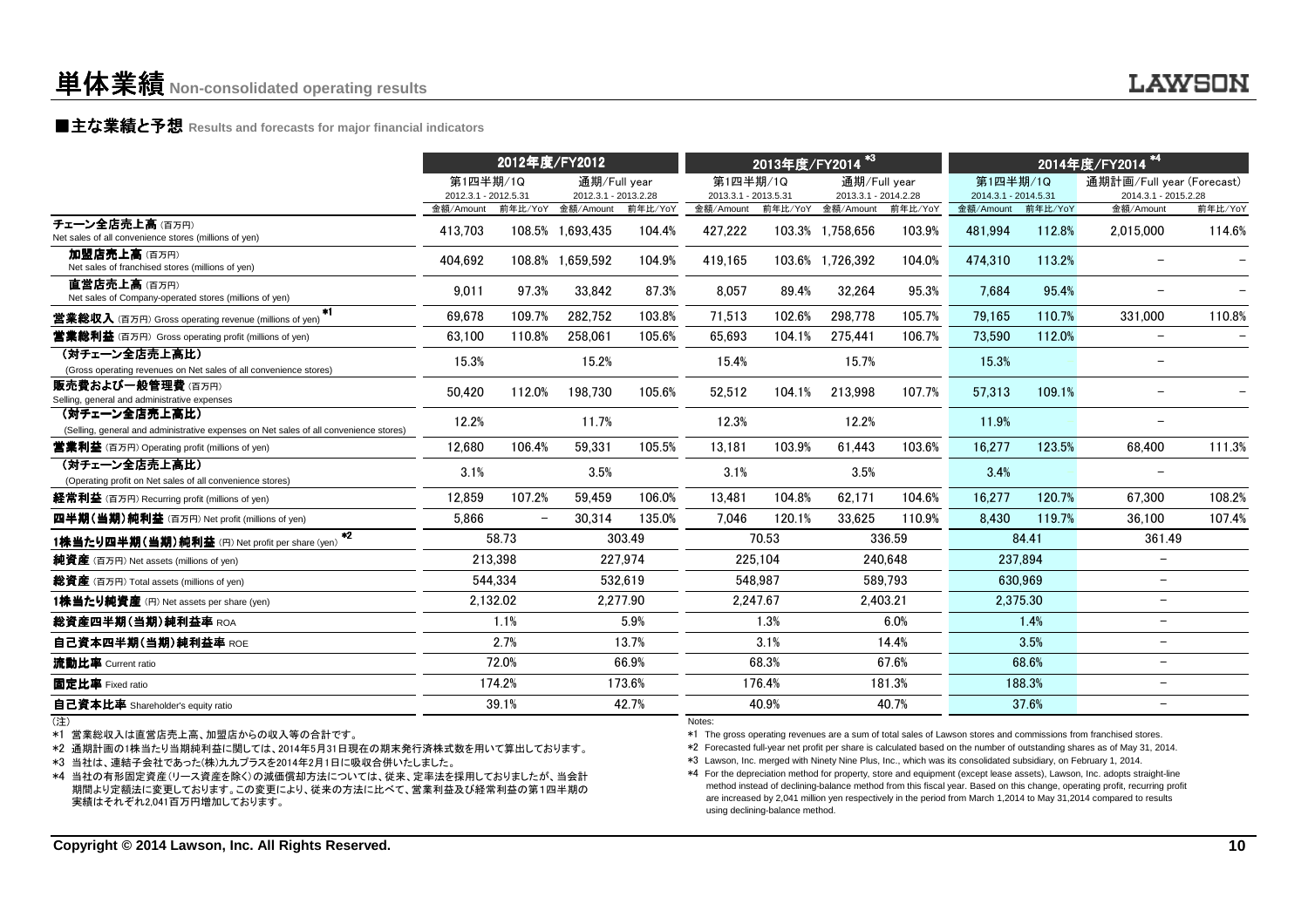# 単体業績 Non-consolidated operating results

## ■主な業績と予想 Results and forecasts for major financial indicators

| | 2012年度/FY2012 | | | | 2013年度/FY2014 *3 | | | | 2014年度/FY2014 *4 | | | |
|---|---|---|---|---|---|---|---|---|---|---|---|---|
| | 第1四半期/1Q 2012.3.1 - 2012.5.31 | | 通期/Full year 2012.3.1 - 2013.2.28 | | 第1四半期/1Q 2013.3.1 - 2013.5.31 | | 通期/Full year 2013.3.1 - 2014.2.28 | | 第1四半期/1Q 2014.3.1 - 2014.5.31 | | 通期計画/Full year (Forecast) 2014.3.1 - 2015.2.28 | |
| | 金額/Amount | 前年比/YoY | 金額/Amount | 前年比/YoY | 金額/Amount | 前年比/YoY | 金額/Amount | 前年比/YoY | 金額/Amount | 前年比/YoY | 金額/Amount | 前年比/YoY |
| チェーン全店売上高 (百万円) Net sales of all convenience stores (millions of yen) | 413,703 | 108.5% | 1,693,435 | 104.4% | 427,222 | 103.3% | 1,758,656 | 103.9% | 481,994 | 112.8% | 2,015,000 | 114.6% |
| 加盟店売上高 (百万円) Net sales of franchised stores (millions of yen) | 404,692 | 108.8% | 1,659,592 | 104.9% | 419,165 | 103.6% | 1,726,392 | 104.0% | 474,310 | 113.2% | − | − |
| 直営店売上高 (百万円) Net sales of Company-operated stores (millions of yen) | 9,011 | 97.3% | 33,842 | 87.3% | 8,057 | 89.4% | 32,264 | 95.3% | 7,684 | 95.4% | − | − |
| 営業総収入 (百万円) Gross operating revenue (millions of yen) *1 | 69,678 | 109.7% | 282,752 | 103.8% | 71,513 | 102.6% | 298,778 | 105.7% | 79,165 | 110.7% | 331,000 | 110.8% |
| 営業総利益 (百万円) Gross operating profit (millions of yen) | 63,100 | 110.8% | 258,061 | 105.6% | 65,693 | 104.1% | 275,441 | 106.7% | 73,590 | 112.0% | − | − |
| (対チェーン全店売上高比) (Gross operating revenues on Net sales of all convenience stores) | 15.3% | | 15.2% | | 15.4% | | 15.7% | | 15.3% | | − | |
| 販売費および一般管理費 (百万円) Selling, general and administrative expenses | 50,420 | 112.0% | 198,730 | 105.6% | 52,512 | 104.1% | 213,998 | 107.7% | 57,313 | 109.1% | − | − |
| (対チェーン全店売上高比) (Selling, general and administrative expenses on Net sales of all convenience stores) | 12.2% | | 11.7% | | 12.3% | | 12.2% | | 11.9% | | − | |
| 営業利益 (百万円) Operating profit (millions of yen) | 12,680 | 106.4% | 59,331 | 105.5% | 13,181 | 103.9% | 61,443 | 103.6% | 16,277 | 123.5% | 68,400 | 111.3% |
| (対チェーン全店売上高比) (Operating profit on Net sales of all convenience stores) | 3.1% | | 3.5% | | 3.1% | | 3.5% | | 3.4% | | − | |
| 経常利益 (百万円) Recurring profit (millions of yen) | 12,859 | 107.2% | 59,459 | 106.0% | 13,481 | 104.8% | 62,171 | 104.6% | 16,277 | 120.7% | 67,300 | 108.2% |
| 四半期(当期)純利益 (百万円) Net profit (millions of yen) | 5,866 | − | 30,314 | 135.0% | 7,046 | 120.1% | 33,625 | 110.9% | 8,430 | 119.7% | 36,100 | 107.4% |
| 1株当たり四半期(当期)純利益 (円) Net profit per share (yen) *2 | 58.73 | | 303.49 | | 70.53 | | 336.59 | | 84.41 | | 361.49 | |
| 純資産 (百万円) Net assets (millions of yen) | 213,398 | | 227,974 | | 225,104 | | 240,648 | | 237,894 | | − | |
| 総資産 (百万円) Total assets (millions of yen) | 544,334 | | 532,619 | | 548,987 | | 589,793 | | 630,969 | | − | |
| 1株当たり純資産 (円) Net assets per share (yen) | 2,132.02 | | 2,277.90 | | 2,247.67 | | 2,403.21 | | 2,375.30 | | − | |
| 総資産四半期(当期)純利益率 ROA | 1.1% | | 5.9% | | 1.3% | | 6.0% | | 1.4% | | − | |
| 自己資本四半期(当期)純利益率 ROE | 2.7% | | 13.7% | | 3.1% | | 14.4% | | 3.5% | | − | |
| 流動比率 Current ratio | 72.0% | | 66.9% | | 68.3% | | 67.6% | | 68.6% | | − | |
| 固定比率 Fixed ratio | 174.2% | | 173.6% | | 176.4% | | 181.3% | | 188.3% | | − | |
| 自己資本比率 Shareholder's equity ratio | 39.1% | | 42.7% | | 40.9% | | 40.7% | | 37.6% | | − | |

(注)

*1 営業総収入は直営店売上高、加盟店からの収入等の合計です。

*2 通期計画の1株当たり当期純利益に関しては、2014年5月31日現在の期末発行済株式数を用いて算出しております。

*3 当社は、連結子会社であった(株)九九プラスを2014年2月1日に吸収合併いたしました。

*4 当社の有形固定資産(リース資産を除く)の減価償却方法については、従来、定率法を採用しておりましたが、当会計期間より定額法に変更しております。この変更により、従来の方法に比べて、営業利益及び経常利益の第1四半期の実績はそれぞれ2,041百万円増加しております。

Notes:

*1 The gross operating revenues are a sum of total sales of Lawson stores and commissions from franchised stores.

*2 Forecasted full-year net profit per share is calculated based on the number of outstanding shares as of May 31, 2014.

*3 Lawson, Inc. merged with Ninety Nine Plus, Inc., which was its consolidated subsidiary, on February 1, 2014.

*4 For the depreciation method for property, store and equipment (except lease assets), Lawson, Inc. adopts straight-line method instead of declining-balance method from this fiscal year. Based on this change, operating profit, recurring profit are increased by 2,041 million yen respectively in the period from March 1,2014 to May 31,2014 compared to results using declining-balance method.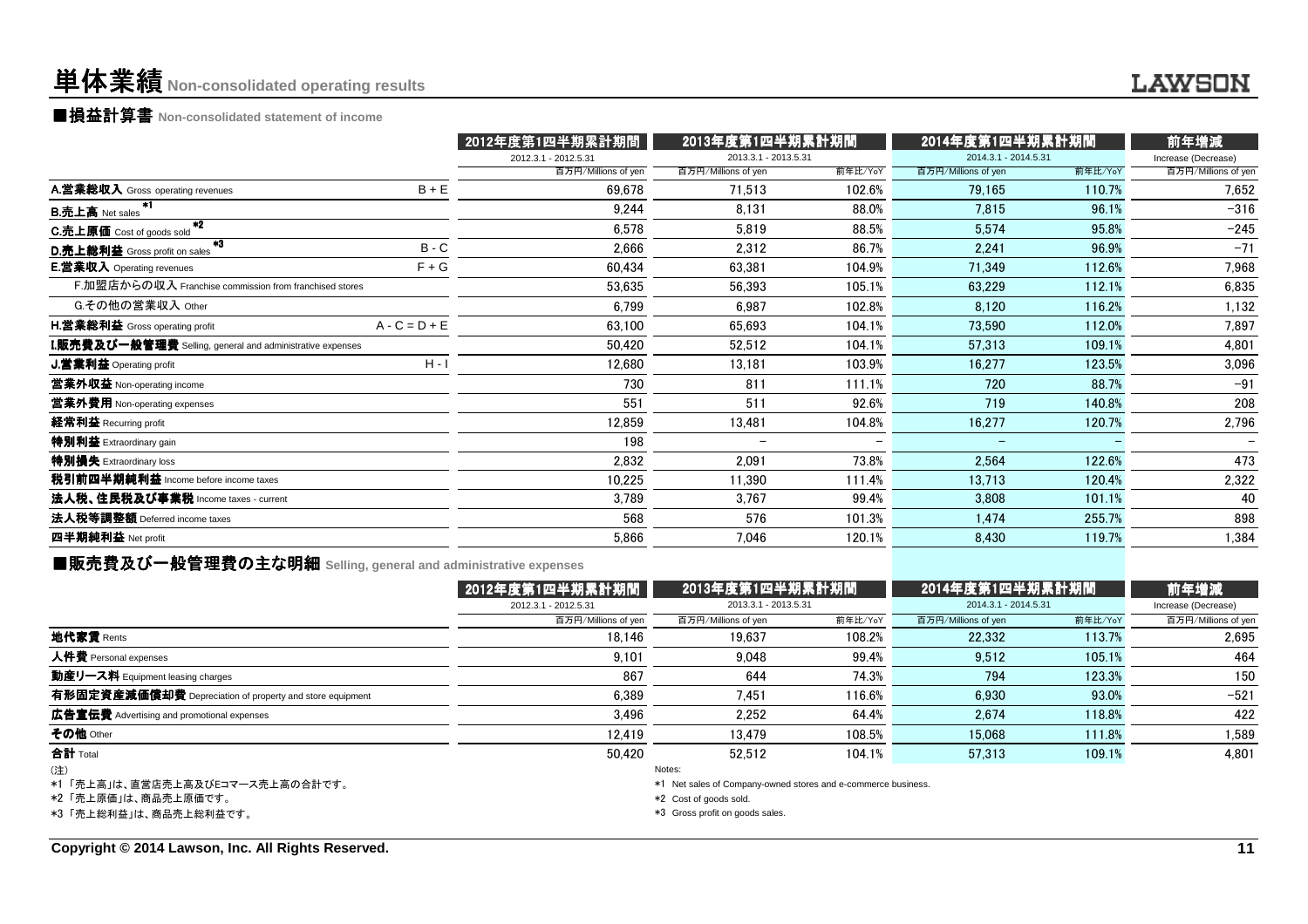# 単体業績 Non-consolidated operating results

## ■損益計算書 Non-consolidated statement of income

| | | 2012年度第1四半期累計期間 | 2013年度第1四半期累計期間 | | 2014年度第1四半期累計期間 | | 前年増減 |
|---|---|---|---|---|---|---|---|
| | | 2012.3.1 - 2012.5.31 | 2013.3.1 - 2013.5.31 | | 2014.3.1 - 2014.5.31 | | Increase (Decrease) |
| | | 百万円/Millions of yen | 百万円/Millions of yen | 前年比/YoY | 百万円/Millions of yen | 前年比/YoY | 百万円/Millions of yen |
| **A.営業総収入** Gross operating revenues | B + E | 69,678 | 71,513 | 102.6% | 79,165 | 110.7% | 7,652 |
| **B.売上高** Net sales *1 | | 9,244 | 8,131 | 88.0% | 7,815 | 96.1% | −316 |
| **C.売上原価** Cost of goods sold *2 | | 6,578 | 5,819 | 88.5% | 5,574 | 95.8% | −245 |
| **D.売上総利益** Gross profit on sales *3 | B - C | 2,666 | 2,312 | 86.7% | 2,241 | 96.9% | −71 |
| **E.営業収入** Operating revenues | F + G | 60,434 | 63,381 | 104.9% | 71,349 | 112.6% | 7,968 |
| F.加盟店からの収入 Franchise commission from franchised stores | | 53,635 | 56,393 | 105.1% | 63,229 | 112.1% | 6,835 |
| G.その他の営業収入 Other | | 6,799 | 6,987 | 102.8% | 8,120 | 116.2% | 1,132 |
| **H.営業総利益** Gross operating profit | A - C = D + E | 63,100 | 65,693 | 104.1% | 73,590 | 112.0% | 7,897 |
| **I.販売費及び一般管理費** Selling, general and administrative expenses | | 50,420 | 52,512 | 104.1% | 57,313 | 109.1% | 4,801 |
| **J.営業利益** Operating profit | H - I | 12,680 | 13,181 | 103.9% | 16,277 | 123.5% | 3,096 |
| **営業外収益** Non-operating income | | 730 | 811 | 111.1% | 720 | 88.7% | −91 |
| **営業外費用** Non-operating expenses | | 551 | 511 | 92.6% | 719 | 140.8% | 208 |
| **経常利益** Recurring profit | | 12,859 | 13,481 | 104.8% | 16,277 | 120.7% | 2,796 |
| **特別利益** Extraordinary gain | | 198 | − | − | − | − | − |
| **特別損失** Extraordinary loss | | 2,832 | 2,091 | 73.8% | 2,564 | 122.6% | 473 |
| **税引前四半期純利益** Income before income taxes | | 10,225 | 11,390 | 111.4% | 13,713 | 120.4% | 2,322 |
| **法人税、住民税及び事業税** Income taxes - current | | 3,789 | 3,767 | 99.4% | 3,808 | 101.1% | 40 |
| **法人税等調整額** Deferred income taxes | | 568 | 576 | 101.3% | 1,474 | 255.7% | 898 |
| **四半期純利益** Net profit | | 5,866 | 7,046 | 120.1% | 8,430 | 119.7% | 1,384 |

## ■販売費及び一般管理費の主な明細 Selling, general and administrative expenses

| | 2012年度第1四半期累計期間 | 2013年度第1四半期累計期間 | | 2014年度第1四半期累計期間 | | 前年増減 |
|---|---|---|---|---|---|---|
| | 2012.3.1 - 2012.5.31 | 2013.3.1 - 2013.5.31 | | 2014.3.1 - 2014.5.31 | | Increase (Decrease) |
| | 百万円/Millions of yen | 百万円/Millions of yen | 前年比/YoY | 百万円/Millions of yen | 前年比/YoY | 百万円/Millions of yen |
| **地代家賃** Rents | 18,146 | 19,637 | 108.2% | 22,332 | 113.7% | 2,695 |
| **人件費** Personal expenses | 9,101 | 9,048 | 99.4% | 9,512 | 105.1% | 464 |
| **動産リース料** Equipment leasing charges | 867 | 644 | 74.3% | 794 | 123.3% | 150 |
| **有形固定資産減価償却費** Depreciation of property and store equipment | 6,389 | 7,451 | 116.6% | 6,930 | 93.0% | −521 |
| **広告宣伝費** Advertising and promotional expenses | 3,496 | 2,252 | 64.4% | 2,674 | 118.8% | 422 |
| **その他** Other | 12,419 | 13,479 | 108.5% | 15,068 | 111.8% | 1,589 |
| **合計** Total | 50,420 | 52,512 | 104.1% | 57,313 | 109.1% | 4,801 |

(注)
*1 「売上高」は、直営店売上高及びEコマース売上高の合計です。
*2 「売上原価」は、商品売上原価です。
*3 「売上総利益」は、商品売上総利益です。

Notes:
*1 Net sales of Company-owned stores and e-commerce business.
*2 Cost of goods sold.
*3 Gross profit on goods sales.

Copyright © 2014 Lawson, Inc. All Rights Reserved.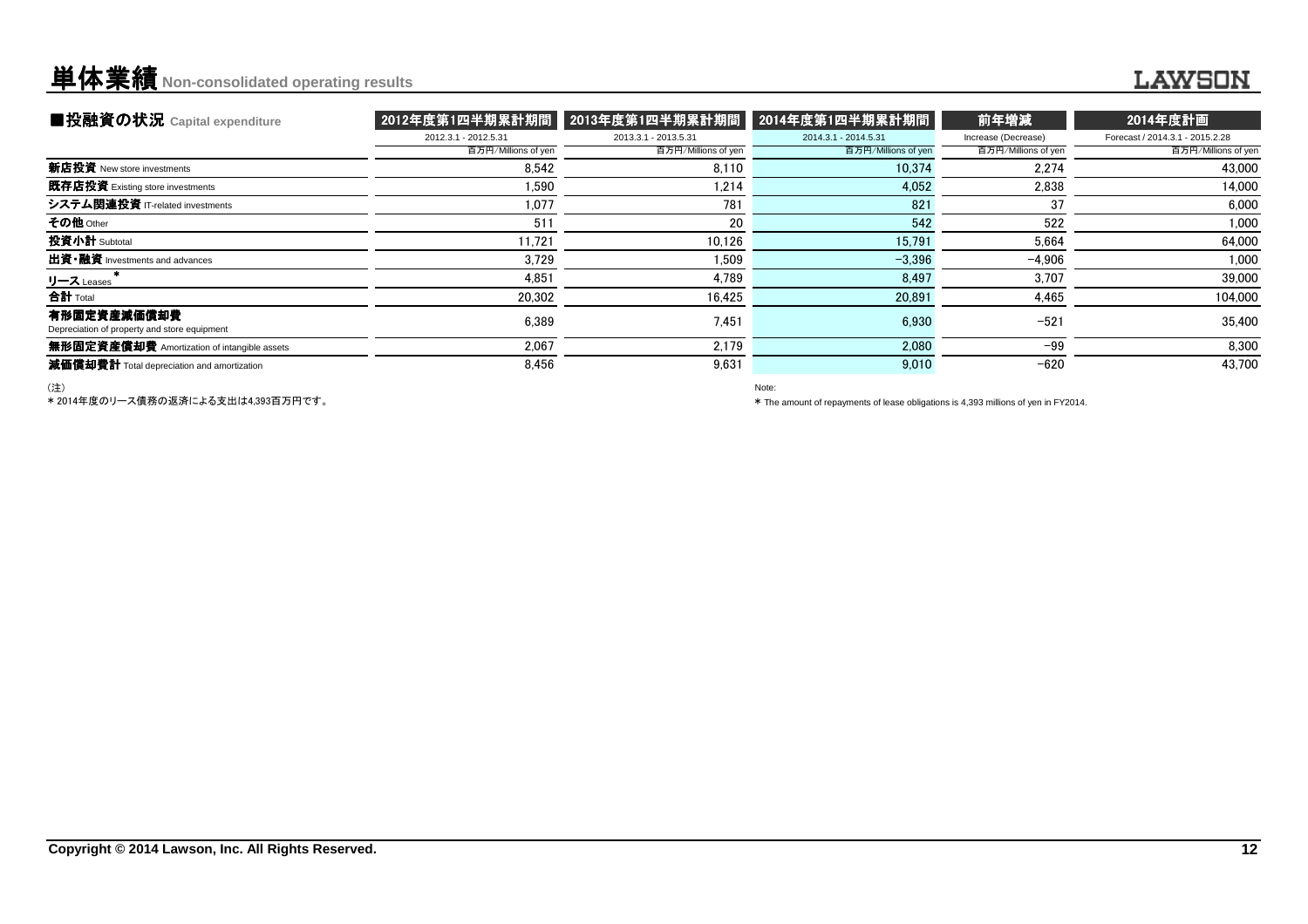# 単体業績 Non-consolidated operating results

## ■投融資の状況 Capital expenditure

| | 2012年度第1四半期累計期間 | 2013年度第1四半期累計期間 | 2014年度第1四半期累計期間 | 前年増減 | 2014年度計画 |
|---|---|---|---|---|---|
| | 2012.3.1 - 2012.5.31 | 2013.3.1 - 2013.5.31 | 2014.3.1 - 2014.5.31 | Increase (Decrease) | Forecast / 2014.3.1 - 2015.2.28 |
| | 百万円/Millions of yen | 百万円/Millions of yen | 百万円/Millions of yen | 百万円/Millions of yen | 百万円/Millions of yen |
| **新店投資** New store investments | 8,542 | 8,110 | 10,374 | 2,274 | 43,000 |
| **既存店投資** Existing store investments | 1,590 | 1,214 | 4,052 | 2,838 | 14,000 |
| **システム関連投資** IT-related investments | 1,077 | 781 | 821 | 37 | 6,000 |
| **その他** Other | 511 | 20 | 542 | 522 | 1,000 |
| **投資小計** Subtotal | 11,721 | 10,126 | 15,791 | 5,664 | 64,000 |
| **出資・融資** Investments and advances | 3,729 | 1,509 | −3,396 | −4,906 | 1,000 |
| **リース** Leases * | 4,851 | 4,789 | 8,497 | 3,707 | 39,000 |
| **合計** Total | 20,302 | 16,425 | 20,891 | 4,465 | 104,000 |
| **有形固定資産減価償却費** Depreciation of property and store equipment | 6,389 | 7,451 | 6,930 | −521 | 35,400 |
| **無形固定資産償却費** Amortization of intangible assets | 2,067 | 2,179 | 2,080 | −99 | 8,300 |
| **減価償却費計** Total depreciation and amortization | 8,456 | 9,631 | 9,010 | −620 | 43,700 |

(注)
* 2014年度のリース債務の返済による支出は4,393百万円です。

Note:
* The amount of repayments of lease obligations is 4,393 millions of yen in FY2014.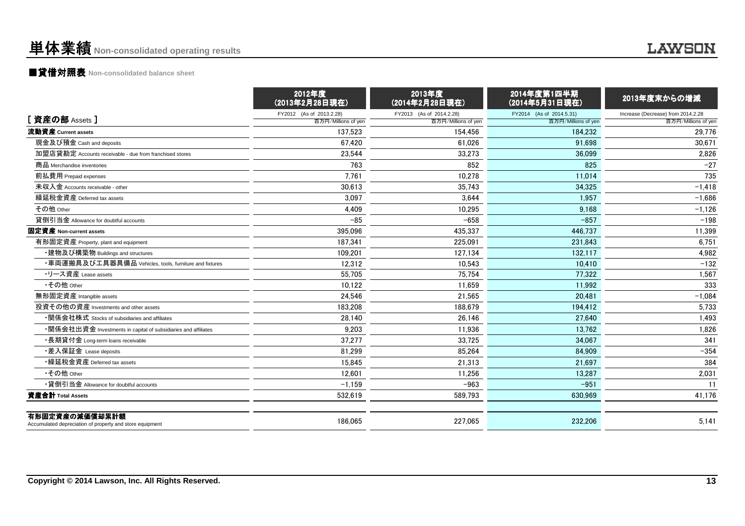# 単体業績 Non-consolidated operating results

## ■貸借対照表 Non-consolidated balance sheet

| [ 資産の部 Assets ] | 2012年度 (2013年2月28日現在) FY2012 (As of 2013.2.28) 百万円/Millions of yen | 2013年度 (2014年2月28日現在) FY2013 (As of 2014.2.28) 百万円/Millions of yen | 2014年度第1四半期 (2014年5月31日現在) FY2014 (As of 2014.5.31) 百万円/Millions of yen | 2013年度末からの増減 Increase (Decrease) from 2014.2.28 百万円/Millions of yen |
|---|---|---|---|---|
| **流動資産 Current assets** | 137,523 | 154,456 | 184,232 | 29,776 |
| 現金及び預金 Cash and deposits | 67,420 | 61,026 | 91,698 | 30,671 |
| 加盟店貸勘定 Accounts receivable - due from franchised stores | 23,544 | 33,273 | 36,099 | 2,826 |
| 商品 Merchandise inventories | 763 | 852 | 825 | −27 |
| 前払費用 Prepaid expenses | 7,761 | 10,278 | 11,014 | 735 |
| 未収入金 Accounts receivable - other | 30,613 | 35,743 | 34,325 | −1,418 |
| 繰延税金資産 Deferred tax assets | 3,097 | 3,644 | 1,957 | −1,686 |
| その他 Other | 4,409 | 10,295 | 9,168 | −1,126 |
| 貸倒引当金 Allowance for doubtful accounts | −85 | −658 | −857 | −198 |
| **固定資産 Non-current assets** | 395,096 | 435,337 | 446,737 | 11,399 |
| 有形固定資産 Property, plant and equipment | 187,341 | 225,091 | 231,843 | 6,751 |
| ・建物及び構築物 Buildings and structures | 109,201 | 127,134 | 132,117 | 4,982 |
| ・車両運搬具及び工具器具備品 Vehicles, tools, furniture and fixtures | 12,312 | 10,543 | 10,410 | −132 |
| ・リース資産 Lease assets | 55,705 | 75,754 | 77,322 | 1,567 |
| ・その他 Other | 10,122 | 11,659 | 11,992 | 333 |
| 無形固定資産 Intangible assets | 24,546 | 21,565 | 20,481 | −1,084 |
| 投資その他の資産 Investments and other assets | 183,208 | 188,679 | 194,412 | 5,733 |
| ・関係会社株式 Stocks of subsidiaries and affiliates | 28,140 | 26,146 | 27,640 | 1,493 |
| ・関係会社出資金 Investments in capital of subsidiaries and affiliates | 9,203 | 11,936 | 13,762 | 1,826 |
| ・長期貸付金 Long-term loans receivable | 37,277 | 33,725 | 34,067 | 341 |
| ・差入保証金 Lease deposits | 81,299 | 85,264 | 84,909 | −354 |
| ・繰延税金資産 Deferred tax assets | 15,845 | 21,313 | 21,697 | 384 |
| ・その他 Other | 12,601 | 11,256 | 13,287 | 2,031 |
| ・貸倒引当金 Allowance for doubtful accounts | −1,159 | −963 | −951 | 11 |
| **資産合計 Total Assets** | 532,619 | 589,793 | 630,969 | 41,176 |

| | 2012年度 | 2013年度 | 2014年度第1四半期 | 2013年度末からの増減 |
|---|---|---|---|---|
| **有形固定資産の減価償却累計額** Accumulated depreciation of property and store equipment | 186,065 | 227,065 | 232,206 | 5,141 |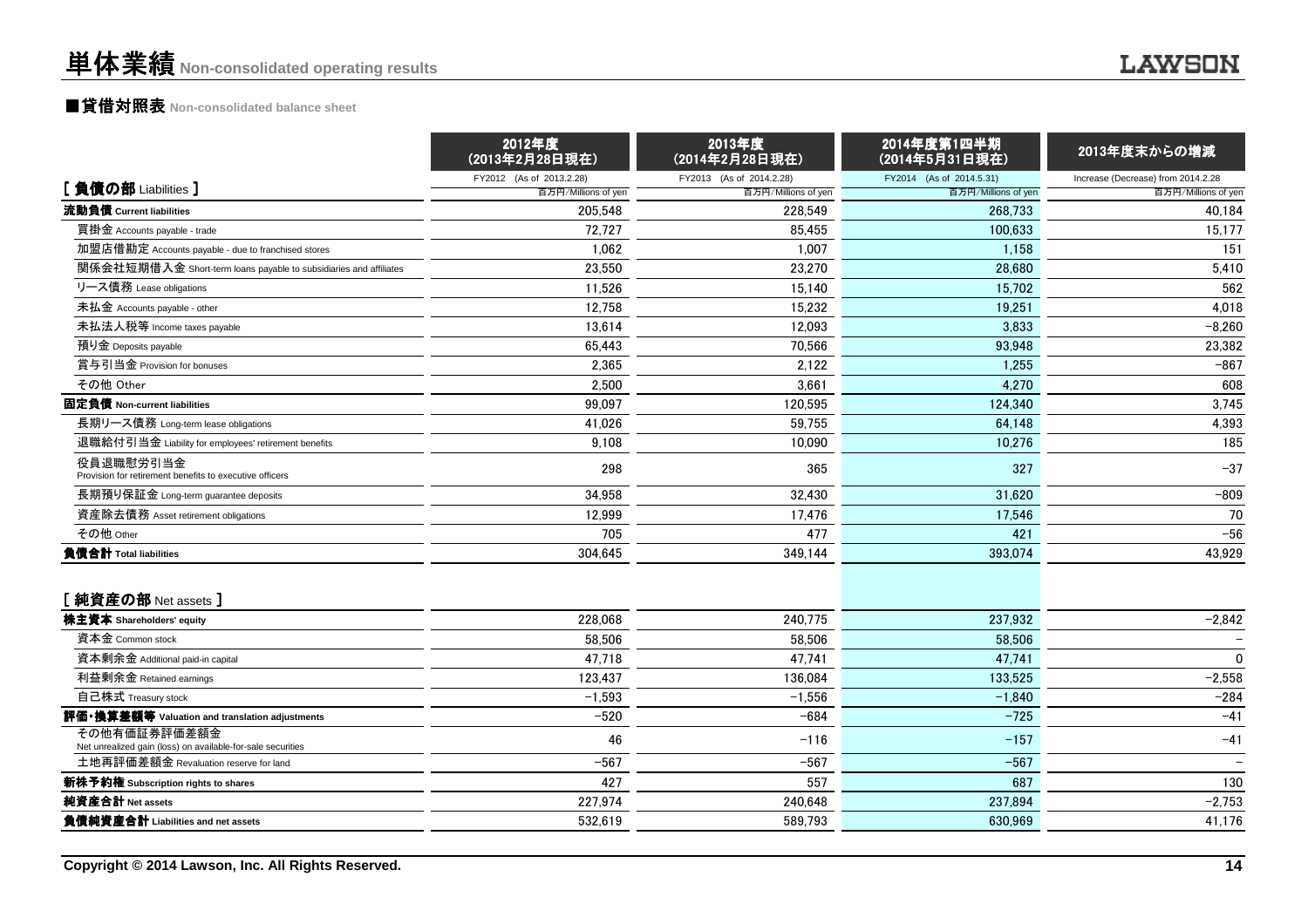# 単体業績 Non-consolidated operating results

## ■貸借対照表 Non-consolidated balance sheet

| [ 負債の部 Liabilities ] | 2012年度 (2013年2月28日現在) FY2012 (As of 2013.2.28) 百万円/Millions of yen | 2013年度 (2014年2月28日現在) FY2013 (As of 2014.2.28) 百万円/Millions of yen | 2014年度第1四半期 (2014年5月31日現在) FY2014 (As of 2014.5.31) 百万円/Millions of yen | 2013年度末からの増減 Increase (Decrease) from 2014.2.28 百万円/Millions of yen |
|---|---|---|---|---|
| **流動負債 Current liabilities** | 205,548 | 228,549 | 268,733 | 40,184 |
| 買掛金 Accounts payable - trade | 72,727 | 85,455 | 100,633 | 15,177 |
| 加盟店借勘定 Accounts payable - due to franchised stores | 1,062 | 1,007 | 1,158 | 151 |
| 関係会社短期借入金 Short-term loans payable to subsidiaries and affiliates | 23,550 | 23,270 | 28,680 | 5,410 |
| リース債務 Lease obligations | 11,526 | 15,140 | 15,702 | 562 |
| 未払金 Accounts payable - other | 12,758 | 15,232 | 19,251 | 4,018 |
| 未払法人税等 Income taxes payable | 13,614 | 12,093 | 3,833 | −8,260 |
| 預り金 Deposits payable | 65,443 | 70,566 | 93,948 | 23,382 |
| 賞与引当金 Provision for bonuses | 2,365 | 2,122 | 1,255 | −867 |
| その他 Other | 2,500 | 3,661 | 4,270 | 608 |
| **固定負債 Non-current liabilities** | 99,097 | 120,595 | 124,340 | 3,745 |
| 長期リース債務 Long-term lease obligations | 41,026 | 59,755 | 64,148 | 4,393 |
| 退職給付引当金 Liability for employees' retirement benefits | 9,108 | 10,090 | 10,276 | 185 |
| 役員退職慰労引当金 Provision for retirement benefits to executive officers | 298 | 365 | 327 | −37 |
| 長期預り保証金 Long-term guarantee deposits | 34,958 | 32,430 | 31,620 | −809 |
| 資産除去債務 Asset retirement obligations | 12,999 | 17,476 | 17,546 | 70 |
| その他 Other | 705 | 477 | 421 | −56 |
| **負債合計 Total liabilities** | 304,645 | 349,144 | 393,074 | 43,929 |
| **[ 純資産の部 Net assets ]** | | | | |
| **株主資本 Shareholders' equity** | 228,068 | 240,775 | 237,932 | −2,842 |
| 資本金 Common stock | 58,506 | 58,506 | 58,506 | − |
| 資本剰余金 Additional paid-in capital | 47,718 | 47,741 | 47,741 | 0 |
| 利益剰余金 Retained earnings | 123,437 | 136,084 | 133,525 | −2,558 |
| 自己株式 Treasury stock | −1,593 | −1,556 | −1,840 | −284 |
| **評価・換算差額等 Valuation and translation adjustments** | −520 | −684 | −725 | −41 |
| その他有価証券評価差額金 Net unrealized gain (loss) on available-for-sale securities | 46 | −116 | −157 | −41 |
| 土地再評価差額金 Revaluation reserve for land | −567 | −567 | −567 | − |
| **新株予約権 Subscription rights to shares** | 427 | 557 | 687 | 130 |
| **純資産合計 Net assets** | 227,974 | 240,648 | 237,894 | −2,753 |
| **負債純資産合計 Liabilities and net assets** | 532,619 | 589,793 | 630,969 | 41,176 |

Copyright © 2014 Lawson, Inc. All Rights Reserved.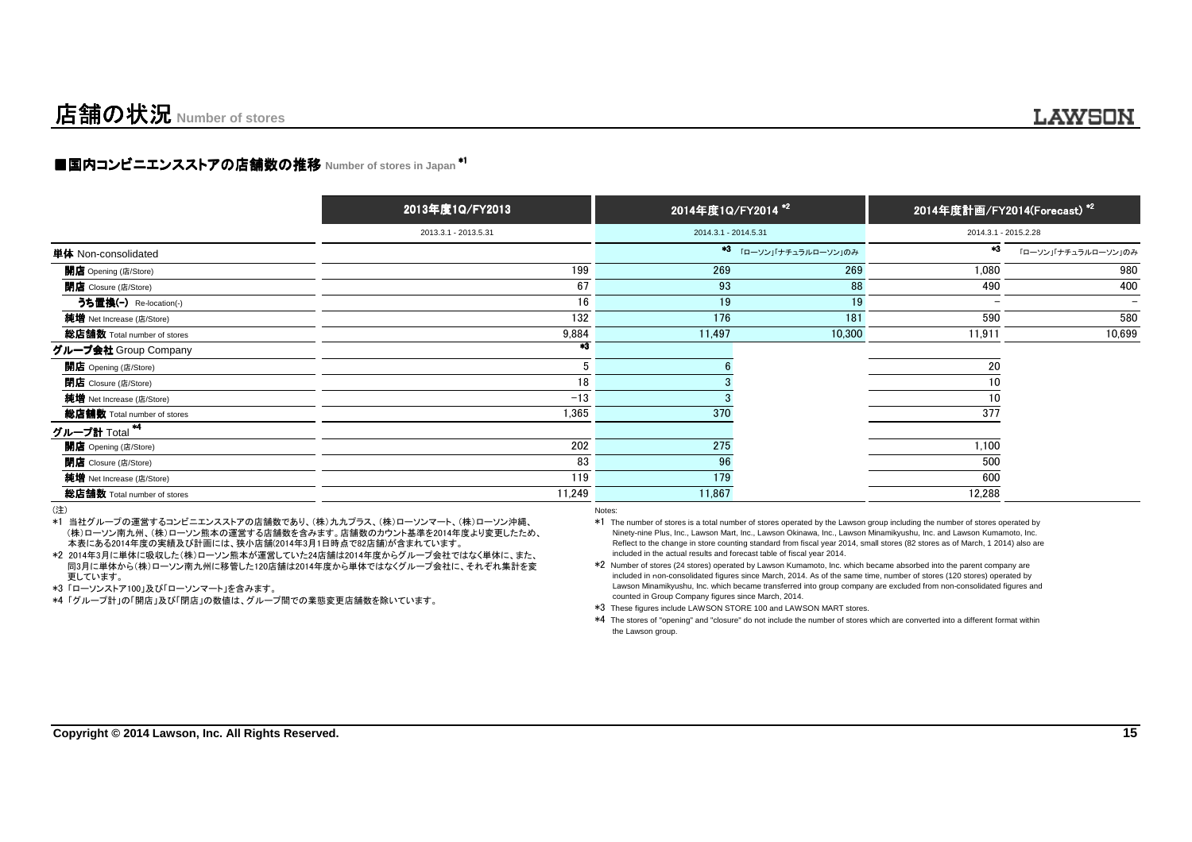# 店舗の状況 Number of stores

## ■国内コンビニエンスストアの店舗数の推移 Number of stores in Japan *1

| | 2013年度1Q/FY2013 | 2014年度1Q/FY2014 *2 | | 2014年度計画/FY2014(Forecast) *2 | |
|---|---|---|---|---|---|
| | 2013.3.1 - 2013.5.31 | 2014.3.1 - 2014.5.31 | | 2014.3.1 - 2015.2.28 | |
| **単体** Non-consolidated | | *3 | 「ローソン」「ナチュラルローソン」のみ | *3 | 「ローソン」「ナチュラルローソン」のみ |
| **開店** Opening (店/Store) | 199 | 269 | 269 | 1,080 | 980 |
| **閉店** Closure (店/Store) | 67 | 93 | 88 | 490 | 400 |
| **うち置換(-)** Re-location(-) | 16 | 19 | 19 | – | – |
| **純増** Net Increase (店/Store) | 132 | 176 | 181 | 590 | 580 |
| **総店舗数** Total number of stores | 9,884 | 11,497 | 10,300 | 11,911 | 10,699 |
| **グループ会社** Group Company | *3 | | | | |
| **開店** Opening (店/Store) | 5 | 6 | | 20 | |
| **閉店** Closure (店/Store) | 18 | 3 | | 10 | |
| **純増** Net Increase (店/Store) | −13 | 3 | | 10 | |
| **総店舗数** Total number of stores | 1,365 | 370 | | 377 | |
| **グループ計** Total *4 | | | | | |
| **開店** Opening (店/Store) | 202 | 275 | | 1,100 | |
| **閉店** Closure (店/Store) | 83 | 96 | | 500 | |
| **純増** Net Increase (店/Store) | 119 | 179 | | 600 | |
| **総店舗数** Total number of stores | 11,249 | 11,867 | | 12,288 | |

（注）

*1 当社グループの運営するコンビニエンスストアの店舗数であり、(株)九九プラス、(株)ローソンマート、(株)ローソン沖縄、(株)ローソン南九州、(株)ローソン熊本の運営する店舗数を含みます。店舗数のカウント基準を2014年度より変更したため、本表にある2014年度の実績及び計画には、狭小店舗(2014年3月1日時点で82店舗)が含まれています。

*2 2014年3月に単体に吸収した(株)ローソン熊本が運営していた24店舗は2014年度からグループ会社ではなく単体に、また、同3月に単体から(株)ローソン南九州に移管した120店舗は2014年度から単体ではなくグループ会社に、それぞれ集計を変更しています。

*3 「ローソンストア100」及び「ローソンマート」を含みます。

*4 「グループ計」の「開店」及び「閉店」の数値は、グループ間での業態変更店舗数を除いています。

Notes:

*1 The number of stores is a total number of stores operated by the Lawson group including the number of stores operated by Ninety-nine Plus, Inc., Lawson Mart, Inc., Lawson Okinawa, Inc., Lawson Minamikyushu, Inc. and Lawson Kumamoto, Inc. Reflect to the change in store counting standard from fiscal year 2014, small stores (82 stores as of March, 1 2014) also are included in the actual results and forecast table of fiscal year 2014.

*2 Number of stores (24 stores) operated by Lawson Kumamoto, Inc. which became absorbed into the parent company are included in non-consolidated figures since March, 2014. As of the same time, number of stores (120 stores) operated by Lawson Minamikyushu, Inc. which became transferred into group company are excluded from non-consolidated figures and counted in Group Company figures since March, 2014.

*3 These figures include LAWSON STORE 100 and LAWSON MART stores.

*4 The stores of "opening" and "closure" do not include the number of stores which are converted into a different format within the Lawson group.

**Copyright © 2014 Lawson, Inc. All Rights Reserved.**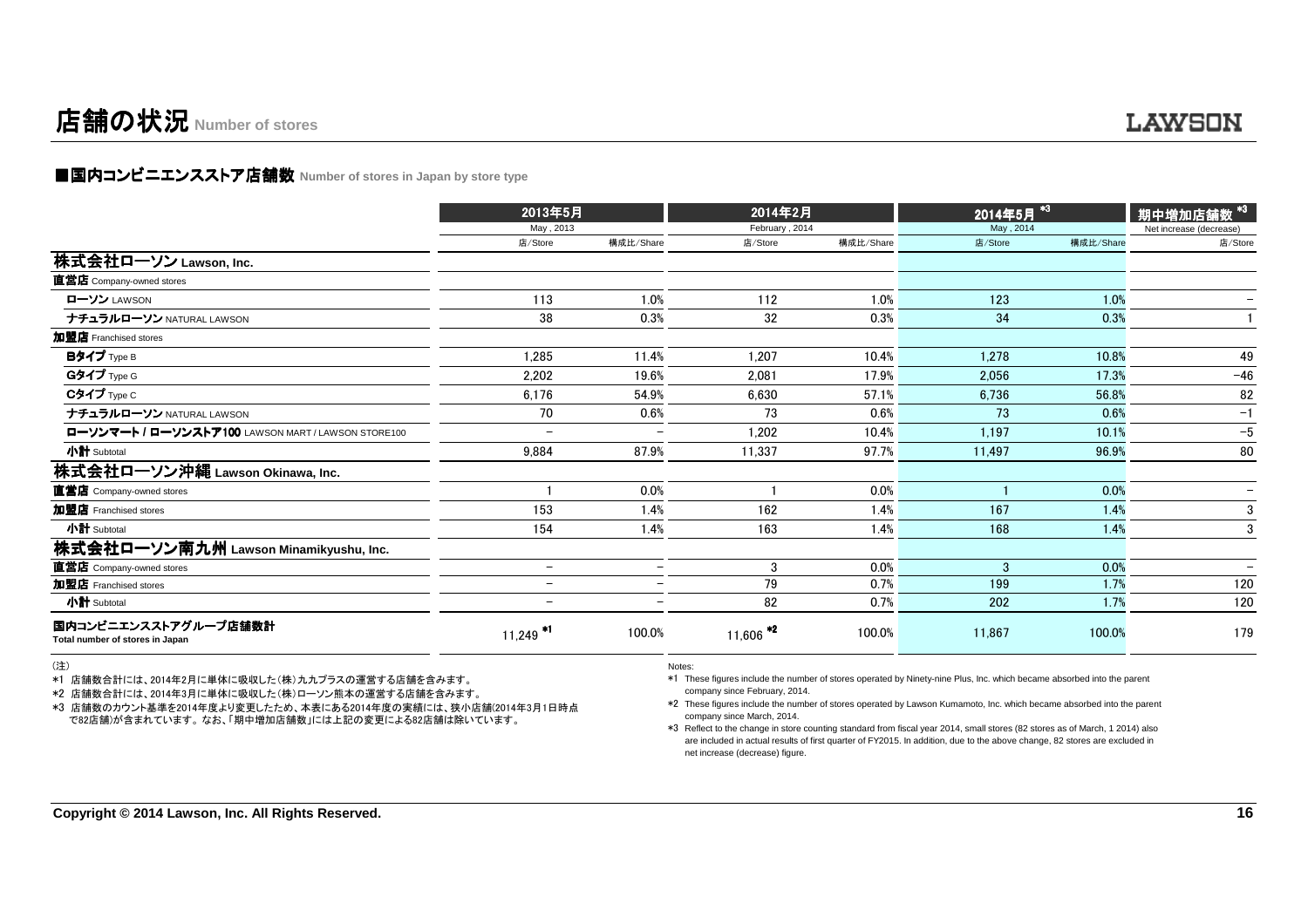# 店舗の状況 Number of stores

## ■国内コンビニエンスストア店舗数 Number of stores in Japan by store type

| | 2013年5月 May, 2013 | | 2014年2月 February, 2014 | | 2014年5月 *3 May, 2014 | | 期中増加店舗数 *3 Net increase (decrease) |
|---|---|---|---|---|---|---|---|
| | 店/Store | 構成比/Share | 店/Store | 構成比/Share | 店/Store | 構成比/Share | 店/Store |
| **株式会社ローソン Lawson, Inc.** | | | | | | | |
| **直営店** Company-owned stores | | | | | | | |
| **ローソン** LAWSON | 113 | 1.0% | 112 | 1.0% | 123 | 1.0% | − |
| **ナチュラルローソン** NATURAL LAWSON | 38 | 0.3% | 32 | 0.3% | 34 | 0.3% | 1 |
| **加盟店** Franchised stores | | | | | | | |
| **Bタイプ** Type B | 1,285 | 11.4% | 1,207 | 10.4% | 1,278 | 10.8% | 49 |
| **Gタイプ** Type G | 2,202 | 19.6% | 2,081 | 17.9% | 2,056 | 17.3% | −46 |
| **Cタイプ** Type C | 6,176 | 54.9% | 6,630 | 57.1% | 6,736 | 56.8% | 82 |
| **ナチュラルローソン** NATURAL LAWSON | 70 | 0.6% | 73 | 0.6% | 73 | 0.6% | −1 |
| **ローソンマート / ローソンストア100** LAWSON MART / LAWSON STORE100 | − | − | 1,202 | 10.4% | 1,197 | 10.1% | −5 |
| **小計** Subtotal | 9,884 | 87.9% | 11,337 | 97.7% | 11,497 | 96.9% | 80 |
| **株式会社ローソン沖縄 Lawson Okinawa, Inc.** | | | | | | | |
| **直営店** Company-owned stores | 1 | 0.0% | 1 | 0.0% | 1 | 0.0% | − |
| **加盟店** Franchised stores | 153 | 1.4% | 162 | 1.4% | 167 | 1.4% | 3 |
| **小計** Subtotal | 154 | 1.4% | 163 | 1.4% | 168 | 1.4% | 3 |
| **株式会社ローソン南九州 Lawson Minamikyushu, Inc.** | | | | | | | |
| **直営店** Company-owned stores | − | − | 3 | 0.0% | 3 | 0.0% | − |
| **加盟店** Franchised stores | − | − | 79 | 0.7% | 199 | 1.7% | 120 |
| **小計** Subtotal | − | − | 82 | 0.7% | 202 | 1.7% | 120 |
| **国内コンビニエンスストアグループ店舗数計** Total number of stores in Japan | 11,249 *1 | 100.0% | 11,606 *2 | 100.0% | 11,867 | 100.0% | 179 |

（注）

*1 店舗数合計には、2014年2月に単体に吸収した（株）九九プラスの運営する店舗を含みます。

*2 店舗数合計には、2014年3月に単体に吸収した（株）ローソン熊本の運営する店舗を含みます。

*3 店舗数のカウント基準を2014年度より変更したため、本表にある2014年度の実績には、狭小店舗(2014年3月1日時点で82店舗)が含まれています。なお、「期中増加店舗数」には上記の変更による82店舗は除いています。

Notes:

*1 These figures include the number of stores operated by Ninety-nine Plus, Inc. which became absorbed into the parent company since February, 2014.

*2 These figures include the number of stores operated by Lawson Kumamoto, Inc. which became absorbed into the parent company since March, 2014.

*3 Reflect to the change in store counting standard from fiscal year 2014, small stores (82 stores as of March, 1 2014) also are included in actual results of first quarter of FY2015. In addition, due to the above change, 82 stores are excluded in net increase (decrease) figure.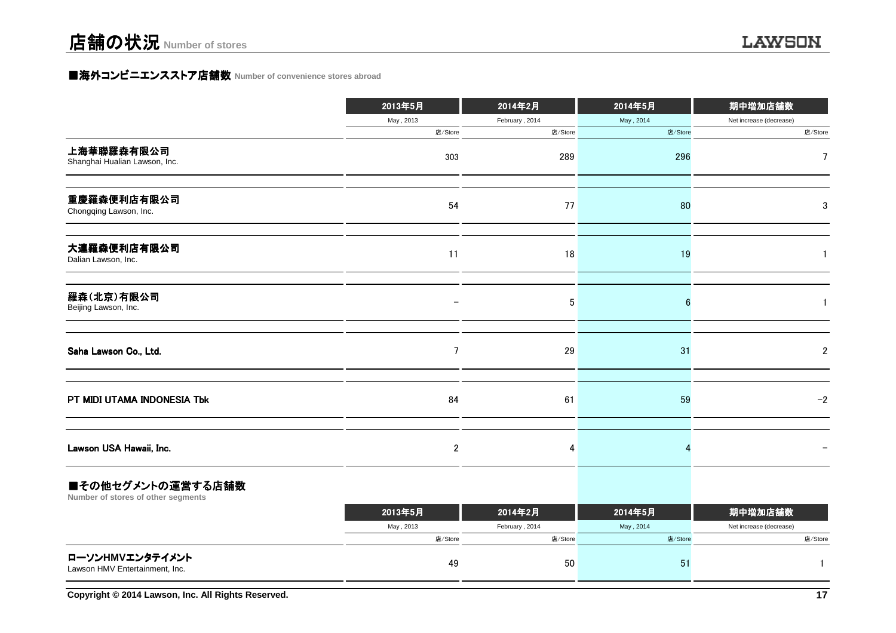# 店舗の状況 Number of stores

## ■海外コンビニエンスストア店舗数 Number of convenience stores abroad

| | 2013年5月 | 2014年2月 | 2014年5月 | 期中増加店舗数 |
|---|---|---|---|---|
| | May , 2013 | February , 2014 | May , 2014 | Net increase (decrease) |
| | 店/Store | 店/Store | 店/Store | 店/Store |
| 上海華聯羅森有限公司<br>Shanghai Hualian Lawson, Inc. | 303 | 289 | 296 | 7 |
| 重慶羅森便利店有限公司<br>Chongqing Lawson, Inc. | 54 | 77 | 80 | 3 |
| 大連羅森便利店有限公司<br>Dalian Lawson, Inc. | 11 | 18 | 19 | 1 |
| 羅森(北京)有限公司<br>Beijing Lawson, Inc. | − | 5 | 6 | 1 |
| Saha Lawson Co., Ltd. | 7 | 29 | 31 | 2 |
| PT MIDI UTAMA INDONESIA Tbk | 84 | 61 | 59 | −2 |
| Lawson USA Hawaii, Inc. | 2 | 4 | 4 | − |

## ■その他セグメントの運営する店舗数
Number of stores of other segments

| | 2013年5月 | 2014年2月 | 2014年5月 | 期中増加店舗数 |
|---|---|---|---|---|
| | May , 2013 | February , 2014 | May , 2014 | Net increase (decrease) |
| | 店/Store | 店/Store | 店/Store | 店/Store |
| ローソンHMVエンタテイメント<br>Lawson HMV Entertainment, Inc. | 49 | 50 | 51 | 1 |

Copyright © 2014 Lawson, Inc. All Rights Reserved.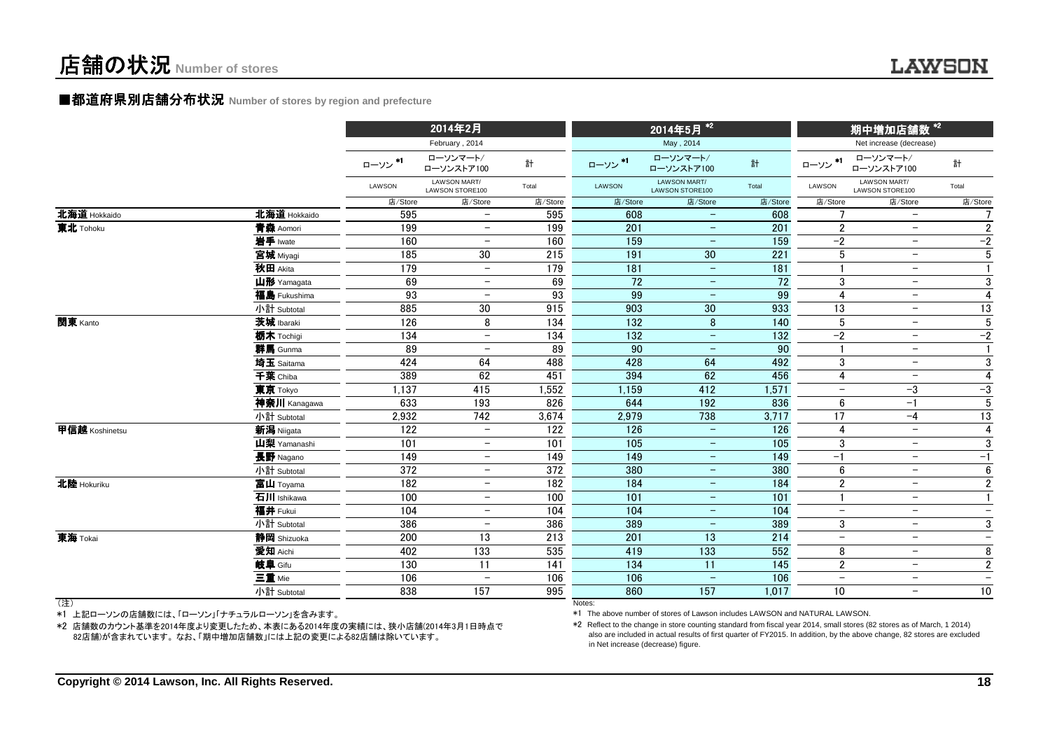# 店舗の状況 Number of stores

## ■都道府県別店舗分布状況 Number of stores by region and prefecture

| | | 2014年2月 February , 2014 | | | 2014年5月 *2 May , 2014 | | | 期中増加店舗数 *2 Net increase (decrease) | | |
|---|---|---|---|---|---|---|---|---|---|---|
| | | ローソン *1 LAWSON | ローソンマート/ローソンストア100 LAWSON MART/ LAWSON STORE100 | 計 Total | ローソン *1 LAWSON | ローソンマート/ローソンストア100 LAWSON MART/ LAWSON STORE100 | 計 Total | ローソン *1 LAWSON | ローソンマート/ローソンストア100 LAWSON MART/ LAWSON STORE100 | 計 Total |
| | | 店/Store | 店/Store | 店/Store | 店/Store | 店/Store | 店/Store | 店/Store | 店/Store | 店/Store |
| 北海道 Hokkaido | 北海道 Hokkaido | 595 | − | 595 | 608 | − | 608 | 7 | − | 7 |
| 東北 Tohoku | 青森 Aomori | 199 | − | 199 | 201 | − | 201 | 2 | − | 2 |
| | 岩手 Iwate | 160 | − | 160 | 159 | − | 159 | −2 | − | −2 |
| | 宮城 Miyagi | 185 | 30 | 215 | 191 | 30 | 221 | 5 | − | 5 |
| | 秋田 Akita | 179 | − | 179 | 181 | − | 181 | 1 | − | 1 |
| | 山形 Yamagata | 69 | − | 69 | 72 | − | 72 | 3 | − | 3 |
| | 福島 Fukushima | 93 | − | 93 | 99 | − | 99 | 4 | − | 4 |
| | 小計 Subtotal | 885 | 30 | 915 | 903 | 30 | 933 | 13 | − | 13 |
| 関東 Kanto | 茨城 Ibaraki | 126 | 8 | 134 | 132 | 8 | 140 | 5 | − | 5 |
| | 栃木 Tochigi | 134 | − | 134 | 132 | − | 132 | −2 | − | −2 |
| | 群馬 Gunma | 89 | − | 89 | 90 | − | 90 | 1 | − | 1 |
| | 埼玉 Saitama | 424 | 64 | 488 | 428 | 64 | 492 | 3 | − | 3 |
| | 千葉 Chiba | 389 | 62 | 451 | 394 | 62 | 456 | 4 | − | 4 |
| | 東京 Tokyo | 1,137 | 415 | 1,552 | 1,159 | 412 | 1,571 | − | −3 | −3 |
| | 神奈川 Kanagawa | 633 | 193 | 826 | 644 | 192 | 836 | 6 | −1 | 5 |
| | 小計 Subtotal | 2,932 | 742 | 3,674 | 2,979 | 738 | 3,717 | 17 | −4 | 13 |
| 甲信越 Koshinetsu | 新潟 Niigata | 122 | − | 122 | 126 | − | 126 | 4 | − | 4 |
| | 山梨 Yamanashi | 101 | − | 101 | 105 | − | 105 | 3 | − | 3 |
| | 長野 Nagano | 149 | − | 149 | 149 | − | 149 | −1 | − | −1 |
| | 小計 Subtotal | 372 | − | 372 | 380 | − | 380 | 6 | − | 6 |
| 北陸 Hokuriku | 富山 Toyama | 182 | − | 182 | 184 | − | 184 | 2 | − | 2 |
| | 石川 Ishikawa | 100 | − | 100 | 101 | − | 101 | 1 | − | 1 |
| | 福井 Fukui | 104 | − | 104 | 104 | − | 104 | − | − | − |
| | 小計 Subtotal | 386 | − | 386 | 389 | − | 389 | 3 | − | 3 |
| 東海 Tokai | 静岡 Shizuoka | 200 | 13 | 213 | 201 | 13 | 214 | − | − | − |
| | 愛知 Aichi | 402 | 133 | 535 | 419 | 133 | 552 | 8 | − | 8 |
| | 岐阜 Gifu | 130 | 11 | 141 | 134 | 11 | 145 | 2 | − | 2 |
| | 三重 Mie | 106 | − | 106 | 106 | − | 106 | − | − | − |
| | 小計 Subtotal | 838 | 157 | 995 | 860 | 157 | 1,017 | 10 | − | 10 |

(注)

*1 上記ローソンの店舗数には、「ローソン」「ナチュラルローソン」を含みます。

*2 店舗数のカウント基準を2014年度より変更したため、本表にある2014年度の実績には、狭小店舗(2014年3月1日時点で82店舗)が含まれています。なお、「期中増加店舗数」には上記の変更による82店舗は除いています。

Notes:

*1 The above number of stores of Lawson includes LAWSON and NATURAL LAWSON.

*2 Reflect to the change in store counting standard from fiscal year 2014, small stores (82 stores as of March, 1 2014) also are included in actual results of first quarter of FY2015. In addition, by the above change, 82 stores are excluded in Net increase (decrease) figure.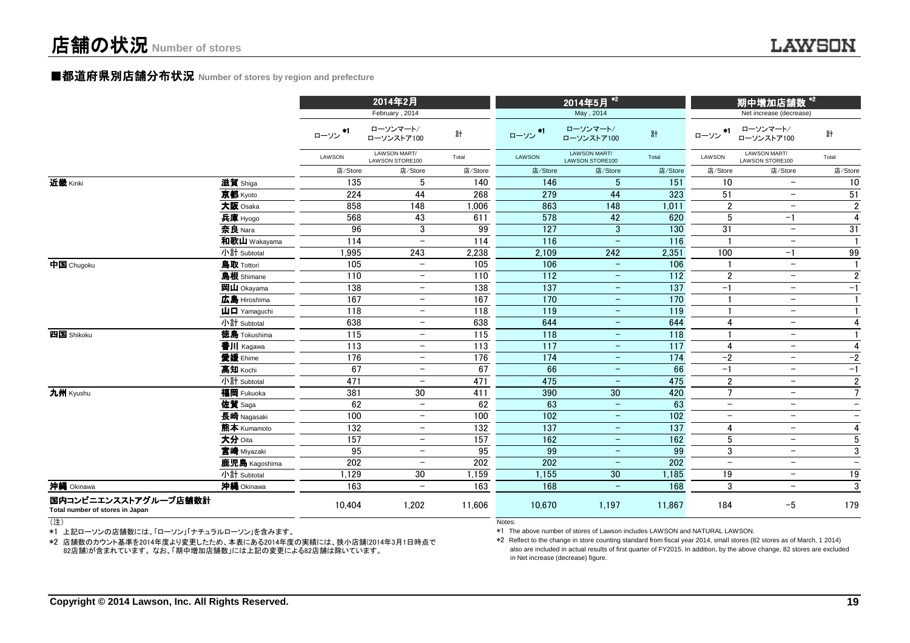# 店舗の状況 Number of stores

## ■都道府県別店舗分布状況 Number of stores by region and prefecture

| | | 2014年2月 February , 2014 | | | 2014年5月 *2 May , 2014 | | | 期中増加店舗数 *2 Net increase (decrease) | | |
|---|---|---|---|---|---|---|---|---|---|---|
| | | ローソン *1 LAWSON | ローソンマート/ローソンストア100 LAWSON MART/ LAWSON STORE100 | 計 Total | ローソン *1 LAWSON | ローソンマート/ローソンストア100 LAWSON MART/ LAWSON STORE100 | 計 Total | ローソン *1 LAWSON | ローソンマート/ローソンストア100 LAWSON MART/ LAWSON STORE100 | 計 Total |
| | | 店/Store | 店/Store | 店/Store | 店/Store | 店/Store | 店/Store | 店/Store | 店/Store | 店/Store |
| 近畿 Kinki | 滋賀 Shiga | 135 | 5 | 140 | 146 | 5 | 151 | 10 | − | 10 |
| | 京都 Kyoto | 224 | 44 | 268 | 279 | 44 | 323 | 51 | − | 51 |
| | 大阪 Osaka | 858 | 148 | 1,006 | 863 | 148 | 1,011 | 2 | − | 2 |
| | 兵庫 Hyogo | 568 | 43 | 611 | 578 | 42 | 620 | 5 | −1 | 4 |
| | 奈良 Nara | 96 | 3 | 99 | 127 | 3 | 130 | 31 | − | 31 |
| | 和歌山 Wakayama | 114 | − | 114 | 116 | − | 116 | 1 | − | 1 |
| | 小計 Subtotal | 1,995 | 243 | 2,238 | 2,109 | 242 | 2,351 | 100 | −1 | 99 |
| 中国 Chugoku | 鳥取 Tottori | 105 | − | 105 | 106 | − | 106 | 1 | − | 1 |
| | 島根 Shimane | 110 | − | 110 | 112 | − | 112 | 2 | − | 2 |
| | 岡山 Okayama | 138 | − | 138 | 137 | − | 137 | −1 | − | −1 |
| | 広島 Hiroshima | 167 | − | 167 | 170 | − | 170 | 1 | − | 1 |
| | 山口 Yamaguchi | 118 | − | 118 | 119 | − | 119 | 1 | − | 1 |
| | 小計 Subtotal | 638 | − | 638 | 644 | − | 644 | 4 | − | 4 |
| 四国 Shikoku | 徳島 Tokushima | 115 | − | 115 | 118 | − | 118 | 1 | − | 1 |
| | 香川 Kagawa | 113 | − | 113 | 117 | − | 117 | 4 | − | 4 |
| | 愛媛 Ehime | 176 | − | 176 | 174 | − | 174 | −2 | − | −2 |
| | 高知 Kochi | 67 | − | 67 | 66 | − | 66 | −1 | − | −1 |
| | 小計 Subtotal | 471 | − | 471 | 475 | − | 475 | 2 | − | 2 |
| 九州 Kyushu | 福岡 Fukuoka | 381 | 30 | 411 | 390 | 30 | 420 | 7 | − | 7 |
| | 佐賀 Saga | 62 | − | 62 | 63 | − | 63 | − | − | − |
| | 長崎 Nagasaki | 100 | − | 100 | 102 | − | 102 | − | − | − |
| | 熊本 Kumamoto | 132 | − | 132 | 137 | − | 137 | 4 | − | 4 |
| | 大分 Oita | 157 | − | 157 | 162 | − | 162 | 5 | − | 5 |
| | 宮崎 Miyazaki | 95 | − | 95 | 99 | − | 99 | 3 | − | 3 |
| | 鹿児島 Kagoshima | 202 | − | 202 | 202 | − | 202 | − | − | − |
| | 小計 Subtotal | 1,129 | 30 | 1,159 | 1,155 | 30 | 1,185 | 19 | − | 19 |
| 沖縄 Okinawa | 沖縄 Okinawa | 163 | − | 163 | 168 | − | 168 | 3 | − | 3 |
| 国内コンビニエンスストアグループ店舗数計 Total number of stores in Japan | | 10,404 | 1,202 | 11,606 | 10,670 | 1,197 | 11,867 | 184 | −5 | 179 |

（注）

*1 上記ローソンの店舗数には、「ローソン」「ナチュラルローソン」を含みます。

*2 店舗数のカウント基準を2014年度より変更したため、本表にある2014年度の実績には、狭小店舗(2014年3月1日時点で82店舗)が含まれています。なお、「期中増加店舗数」には上記の変更による82店舗は除いています。

Notes:

*1 The above number of stores of Lawson includes LAWSON and NATURAL LAWSON.

*2 Reflect to the change in store counting standard from fiscal year 2014, small stores (82 stores as of March, 1 2014) also are included in actual results of first quarter of FY2015. In addition, by the above change, 82 stores are excluded in Net increase (decrease) figure.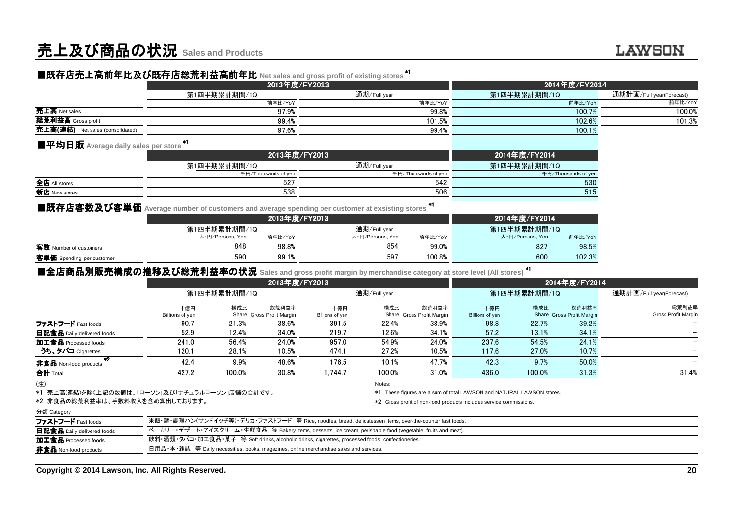# 売上及び商品の状況 Sales and Products

## ■既存店売上高前年比及び既存店総荒利益高前年比 Net sales and gross profit of existing stores *1

| | 2013年度/FY2013 | | 2014年度/FY2014 | |
|---|---|---|---|---|
| | 第1四半期累計期間/1Q | 通期/Full year | 第1四半期累計期間/1Q | 通期計画/Full year(Forecast) |
| | 前年比/YoY | 前年比/YoY | 前年比/YoY | 前年比/YoY |
| **売上高** Net sales | 97.9% | 99.8% | 100.7% | 100.0% |
| **総荒利益高** Gross profit | 99.4% | 101.5% | 102.6% | 101.3% |
| **売上高(連結)** Net sales (consolidated) | 97.6% | 99.4% | 100.1% | |

## ■平均日販 Average daily sales per store *1

| | 2013年度/FY2013 | | 2014年度/FY2014 |
|---|---|---|---|
| | 第1四半期累計期間/1Q | 通期/Full year | 第1四半期累計期間/1Q |
| | 千円/Thousands of yen | 千円/Thousands of yen | 千円/Thousands of yen |
| **全店** All stores | 527 | 542 | 530 |
| **新店** New stores | 538 | 506 | 515 |

## ■既存店客数及び客単価 Average number of customers and average spending per customer at exsisting stores *1

| | 2013年度/FY2013 | | | | 2014年度/FY2014 | |
|---|---|---|---|---|---|---|
| | 第1四半期累計期間/1Q | | 通期/Full year | | 第1四半期累計期間/1Q | |
| | 人・円/Persons, Yen | 前年比/YoY | 人・円/Persons, Yen | 前年比/YoY | 人・円/Persons, Yen | 前年比/YoY |
| **客数** Number of customers | 848 | 98.8% | 854 | 99.0% | 827 | 98.5% |
| **客単価** Spending per customer | 590 | 99.1% | 597 | 100.8% | 600 | 102.3% |

## ■全店商品別販売構成の推移及び総荒利益率の状況 Sales and gross profit margin by merchandise category at store level (All stores) *1

| | 2013年度/FY2013 | | | | | | 2014年度/FY2014 | | | |
|---|---|---|---|---|---|---|---|---|---|---|
| | 第1四半期累計期間/1Q | | | 通期/Full year | | | 第1四半期累計期間/1Q | | | 通期計画/Full year(Forecast) |
| | 十億円 Billions of yen | 構成比 Share | 総荒利益率 Gross Profit Margin | 十億円 Billions of yen | 構成比 Share | 総荒利益率 Gross Profit Margin | 十億円 Billions of yen | 構成比 Share | 総荒利益率 Gross Profit Margin | 総荒利益率 Gross Profit Margin |
| **ファストフード** Fast foods | 90.7 | 21.3% | 38.6% | 391.5 | 22.4% | 38.9% | 98.8 | 22.7% | 39.2% | − |
| **日配食品** Daily delivered foods | 52.9 | 12.4% | 34.0% | 219.7 | 12.6% | 34.1% | 57.2 | 13.1% | 34.1% | − |
| **加工食品** Processed foods | 241.0 | 56.4% | 24.0% | 957.0 | 54.9% | 24.0% | 237.6 | 54.5% | 24.1% | − |
| うち、タバコ Cigarettes | 120.1 | 28.1% | 10.5% | 474.1 | 27.2% | 10.5% | 117.6 | 27.0% | 10.7% | − |
| **非食品** Non-food products *2 | 42.4 | 9.9% | 48.6% | 176.5 | 10.1% | 47.7% | 42.3 | 9.7% | 50.0% | − |
| **合計** Total | 427.2 | 100.0% | 30.8% | 1,744.7 | 100.0% | 31.0% | 436.0 | 100.0% | 31.3% | 31.4% |

(注)

*1 売上高(連結)を除く上記の数値は、「ローソン」及び「ナチュラルローソン」店舗の合計です。

*2 非食品の総荒利益率は、手数料収入を含め算出しております。

Notes:

*1 These figures are a sum of total LAWSON and NATURAL LAWSON stores.

*2 Gross profit of non-food products includes service commissions.

| 分類 Category | |
|---|---|
| **ファストフード** Fast foods | 米飯・麺・調理パン(サンドイッチ等)・デリカ・ファストフード 等 Rice, noodles, bread, delicatessen items, over-the-counter fast foods. |
| **日配食品** Daily delivered foods | ベーカリー・デザート・アイスクリーム・生鮮食品 等 Bakery items, desserts, ice cream, perishable food (vegetable, fruits and meat). |
| **加工食品** Processed foods | 飲料・酒類・タバコ・加工食品・菓子 等 Soft drinks, alcoholic drinks, cigarettes, processed foods, confectioneries. |
| **非食品** Non-food products | 日用品・本・雑誌 等 Daily necessities, books, magazines, online merchandise sales and services. |

Copyright © 2014 Lawson, Inc. All Rights Reserved.